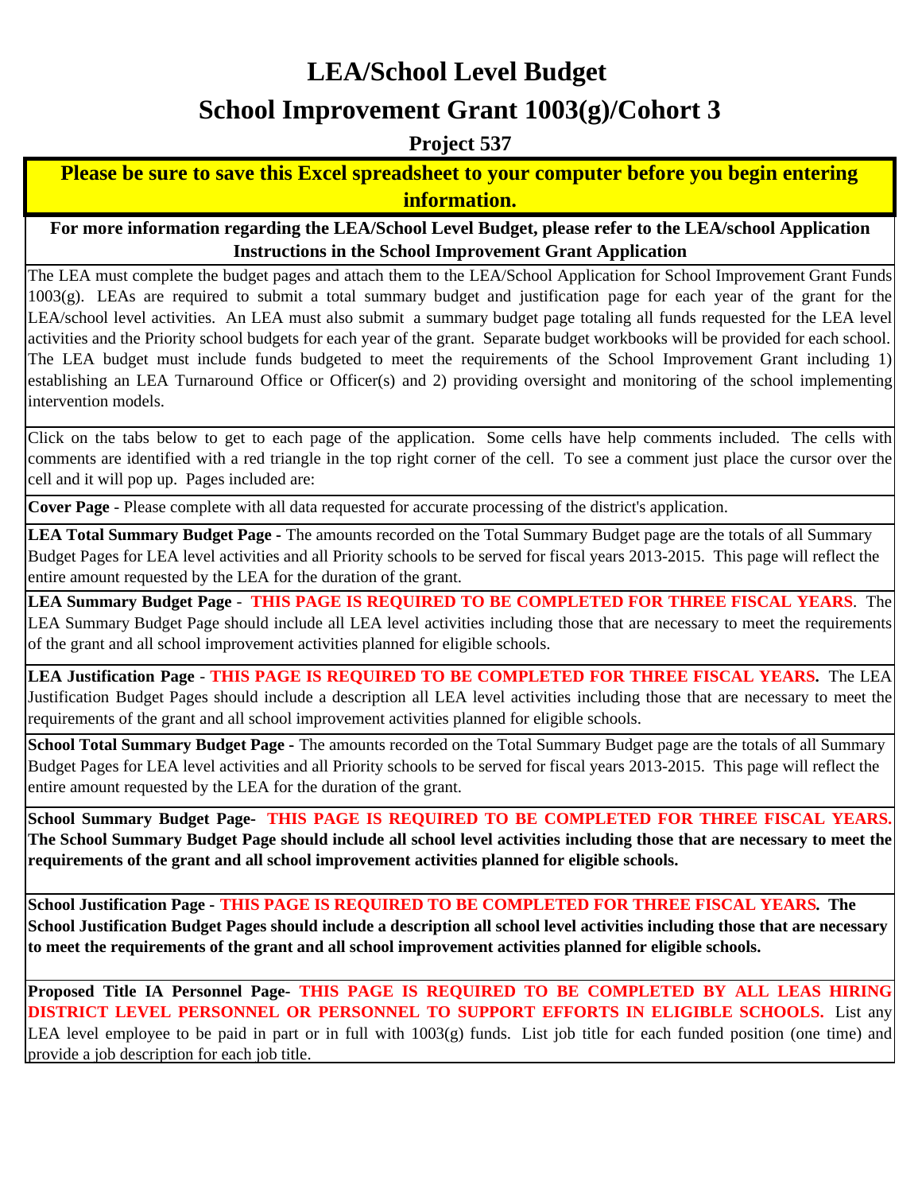# LEA/School Level Budget

# School Improvement Grant 1003(g)/Cohort 3

### Project 537

**Please be sure to save this Excel spreadsheet to your computer before you begin entering information.**

**For more information regarding the LEA/School Level Budget, please refer to the LEA/school Application Instructions in the School Improvement Grant Application**

The LEA must complete the budget pages and attach them to the LEA/School Application for School Improvement Grant Funds 1003(g). LEAs are required to submit a total summary budget and justification page for each year of the grant for the LEA/school level activities. An LEA must also submit a summary budget page totaling all funds requested for the LEA level activities and the Priority school budgets for each year of the grant. Separate budget workbooks will be provided for each school. The LEA budget must include funds budgeted to meet the requirements of the School Improvement Grant including 1) establishing an LEA Turnaround Office or Officer(s) and 2) providing oversight and monitoring of the school implementing intervention models.

Click on the tabs below to get to each page of the application. Some cells have help comments included. The cells with comments are identified with a red triangle in the top right corner of the cell. To see a comment just place the cursor over the cell and it will pop up. Pages included are:

**Cover Page** - Please complete with all data requested for accurate processing of the district's application.

**LEA Total Summary Budget Page -** The amounts recorded on the Total Summary Budget page are the totals of all Summary Budget Pages for LEA level activities and all Priority schools to be served for fiscal years 2013-2015. This page will reflect the entire amount requested by the LEA for the duration of the grant.

**LEA Summary Budget Page** - **THIS PAGE IS REQUIRED TO BE COMPLETED FOR THREE FISCAL YEARS**. The LEA Summary Budget Page should include all LEA level activities including those that are necessary to meet the requirements of the grant and all school improvement activities planned for eligible schools.

**LEA Justification Page** - **THIS PAGE IS REQUIRED TO BE COMPLETED FOR THREE FISCAL YEARS.** The LEA Justification Budget Pages should include a description all LEA level activities including those that are necessary to meet the requirements of the grant and all school improvement activities planned for eligible schools.

**School Total Summary Budget Page -** The amounts recorded on the Total Summary Budget page are the totals of all Summary Budget Pages for LEA level activities and all Priority schools to be served for fiscal years 2013-2015. This page will reflect the entire amount requested by the LEA for the duration of the grant.

**School Summary Budget Page- THIS PAGE IS REQUIRED TO BE COMPLETED FOR THREE FISCAL YEARS. The School Summary Budget Page should include all school level activities including those that are necessary to meet the requirements of the grant and all school improvement activities planned for eligible schools.**

**School Justification Page** - **THIS PAGE IS REQUIRED TO BE COMPLETED FOR THREE FISCAL YEARS. The School Justification Budget Pages should include a description all school level activities including those that are necessary to meet the requirements of the grant and all school improvement activities planned for eligible schools.**

**Proposed Title IA Personnel Page- THIS PAGE IS REQUIRED TO BE COMPLETED BY ALL LEAS HIRING DISTRICT LEVEL PERSONNEL OR PERSONNEL TO SUPPORT EFFORTS IN ELIGIBLE SCHOOLS.** List any LEA level employee to be paid in part or in full with 1003(g) funds. List job title for each funded position (one time) and provide a job description for each job title.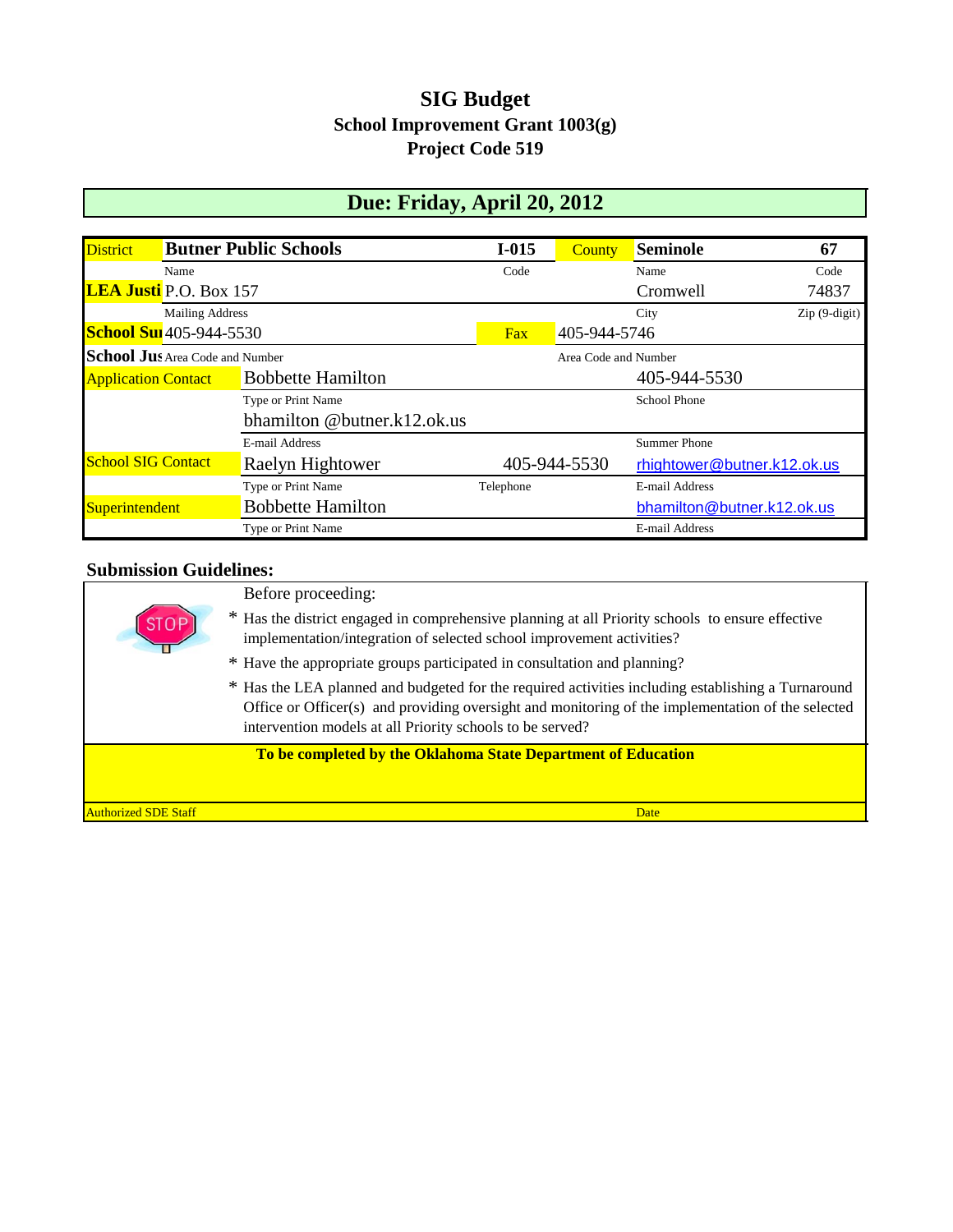# SIG Budget

## School Improvement Grant 1003(g)

## Project Code 519

## Due: Friday, April 20, 2012

| District | Butner Public Schools | I-015 | County | Seminole | 67 |
|---|---|---|---|---|---|
| | Name | Code | | Name | Code |
| LEA Justi | P.O. Box 157 | | | Cromwell | 74837 |
| | Mailing Address | | | City | Zip (9-digit) |
| School Sui | 405-944-5530 | Fax | 405-944-5746 | | |
| School Jus | Area Code and Number | | Area Code and Number | | |
| Application Contact | Bobbette Hamilton | | | 405-944-5530 | |
| | Type or Print Name | | | School Phone | |
| | bhamilton @butner.k12.ok.us | | | | |
| | E-mail Address | | | Summer Phone | |
| School SIG Contact | Raelyn Hightower | 405-944-5530 | | rhightower@butner.k12.ok.us | |
| | Type or Print Name | Telephone | | E-mail Address | |
| Superintendent | Bobbette Hamilton | | | bhamilton@butner.k12.ok.us | |
| | Type or Print Name | | | E-mail Address | |

**Submission Guidelines:**

STOP

Before proceeding:

* Has the district engaged in comprehensive planning at all Priority schools to ensure effective implementation/integration of selected school improvement activities?
* Have the appropriate groups participated in consultation and planning?
* Has the LEA planned and budgeted for the required activities including establishing a Turnaround Office or Officer(s) and providing oversight and monitoring of the implementation of the selected intervention models at all Priority schools to be served?

**To be completed by the Oklahoma State Department of Education**

| Authorized SDE Staff | Date |
|---|---|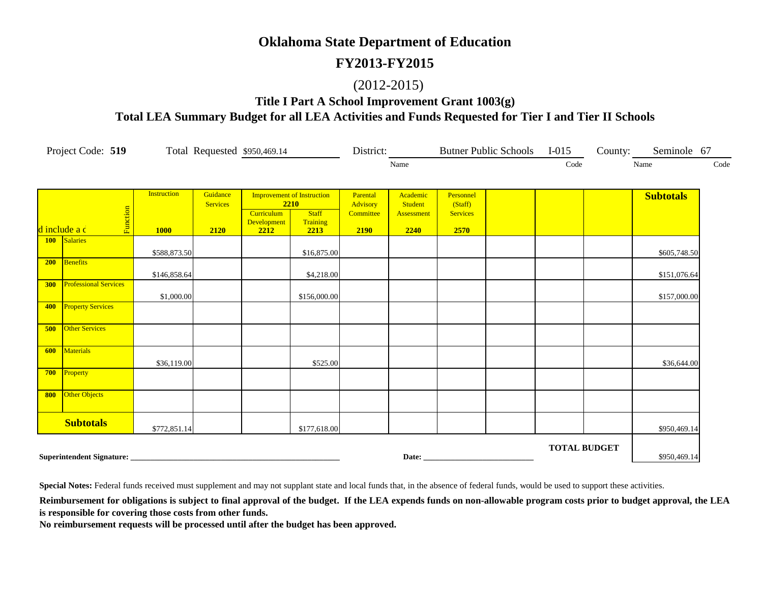# Oklahoma State Department of Education

## FY2013-FY2015

(2012-2015)

### Title I Part A School Improvement Grant 1003(g)

### Total LEA Summary Budget for all LEA Activities and Funds Requested for Tier I and Tier II Schools

Project Code: **519** Total Requested $950,469.14 District: Butner Public Schools I-015 County: Seminole 67

(District: Name, Code; County: Name, Code)

| d include a c | Function | Instruction 1000 | Guidance Services 2120 | Improvement of Instruction 2210: Curriculum Development 2212 | Improvement of Instruction 2210: Staff Training 2213 | Parental Advisory Committee 2190 | Academic Student Assessment 2240 | Personnel (Staff) Services 2570 | | | | Subtotals |
|---|---|---|---|---|---|---|---|---|---|---|---|---|
| **100** | Salaries | $588,873.50 | | | $16,875.00 | | | | | | | $605,748.50 |
| **200** | Benefits | $146,858.64 | | | $4,218.00 | | | | | | | $151,076.64 |
| **300** | Professional Services | $1,000.00 | | | $156,000.00 | | | | | | | $157,000.00 |
| **400** | Property Services | | | | | | | | | | | |
| **500** | Other Services | | | | | | | | | | | |
| **600** | Materials | $36,119.00 | | | $525.00 | | | | | | | $36,644.00 |
| **700** | Property | | | | | | | | | | | |
| **800** | Other Objects | | | | | | | | | | | |
| **Subtotals** | | $772,851.14 | | | $177,618.00 | | | | | | | $950,469.14 |

**TOTAL BUDGET** $950,469.14

**Superintendent Signature:** ______________________________ **Date:** ____________________

**Special Notes:** Federal funds received must supplement and may not supplant state and local funds that, in the absence of federal funds, would be used to support these activities.

**Reimbursement for obligations is subject to final approval of the budget. If the LEA expends funds on non-allowable program costs prior to budget approval, the LEA is responsible for covering those costs from other funds.**

**No reimbursement requests will be processed until after the budget has been approved.**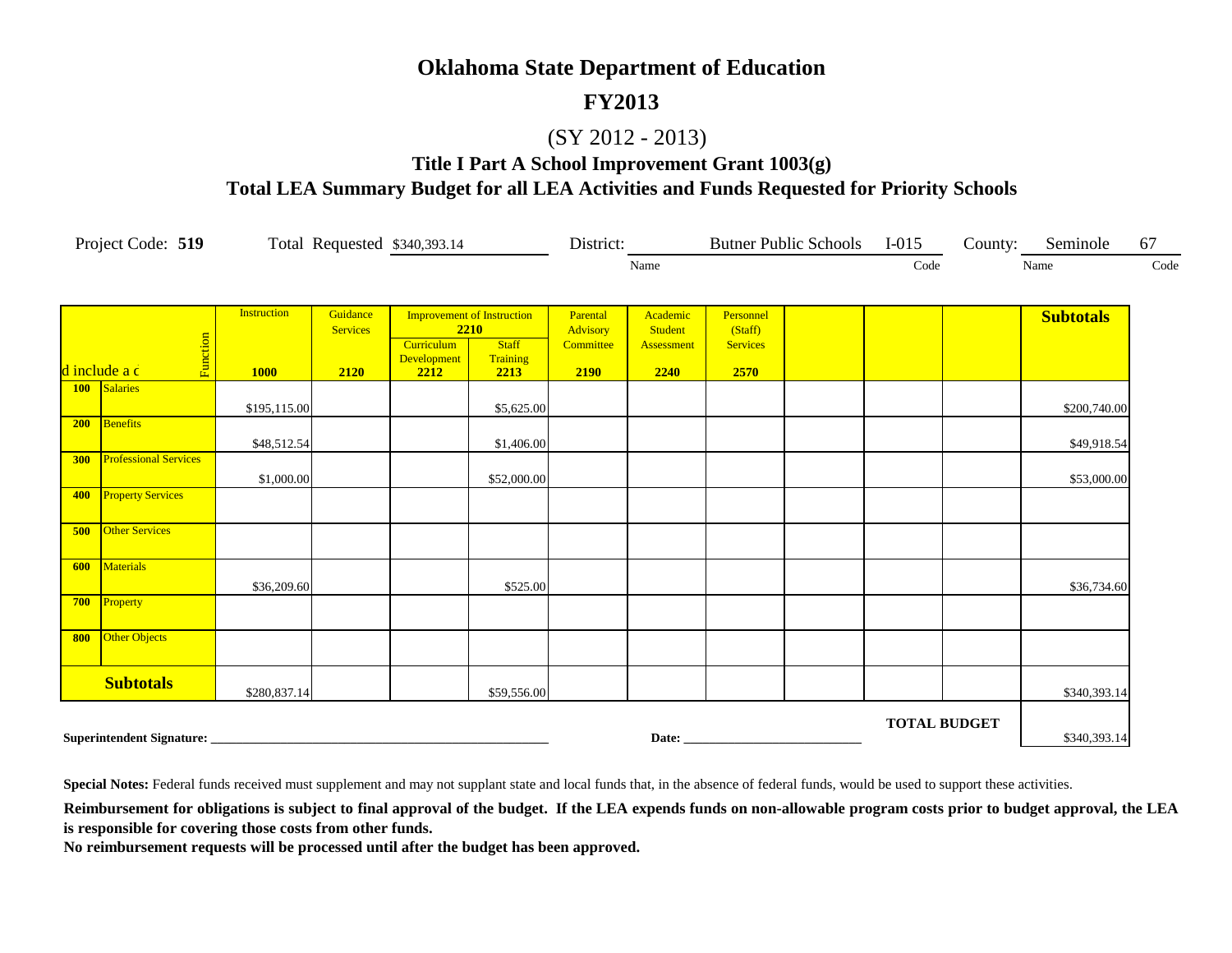# Oklahoma State Department of Education

## FY2013

(SY 2012 - 2013)

### Title I Part A School Improvement Grant 1003(g)

### Total LEA Summary Budget for all LEA Activities and Funds Requested for Priority Schools

Project Code: **519** Total Requested $340,393.14 District: Butner Public Schools I-015 County: Seminole 67

| | Function | Instruction 1000 | Guidance Services 2120 | Improvement of Instruction 2210: Curriculum Development 2212 | Improvement of Instruction 2210: Staff Training 2213 | Parental Advisory Committee 2190 | Academic Student Assessment 2240 | Personnel (Staff) Services 2570 | | | | Subtotals |
|---|---|---|---|---|---|---|---|---|---|---|---|---|
| 100 | Salaries | $195,115.00 | | | $5,625.00 | | | | | | | $200,740.00 |
| 200 | Benefits | $48,512.54 | | | $1,406.00 | | | | | | | $49,918.54 |
| 300 | Professional Services | $1,000.00 | | | $52,000.00 | | | | | | | $53,000.00 |
| 400 | Property Services | | | | | | | | | | | |
| 500 | Other Services | | | | | | | | | | | |
| 600 | Materials | $36,209.60 | | | $525.00 | | | | | | | $36,734.60 |
| 700 | Property | | | | | | | | | | | |
| 800 | Other Objects | | | | | | | | | | | |
| **Subtotals** | | $280,837.14 | | | $59,556.00 | | | | | | | $340,393.14 |

**TOTAL BUDGET** $340,393.14

**Superintendent Signature:** ______________________ **Date:** ______________________

**Special Notes:** Federal funds received must supplement and may not supplant state and local funds that, in the absence of federal funds, would be used to support these activities.

**Reimbursement for obligations is subject to final approval of the budget. If the LEA expends funds on non-allowable program costs prior to budget approval, the LEA is responsible for covering those costs from other funds.**

**No reimbursement requests will be processed until after the budget has been approved.**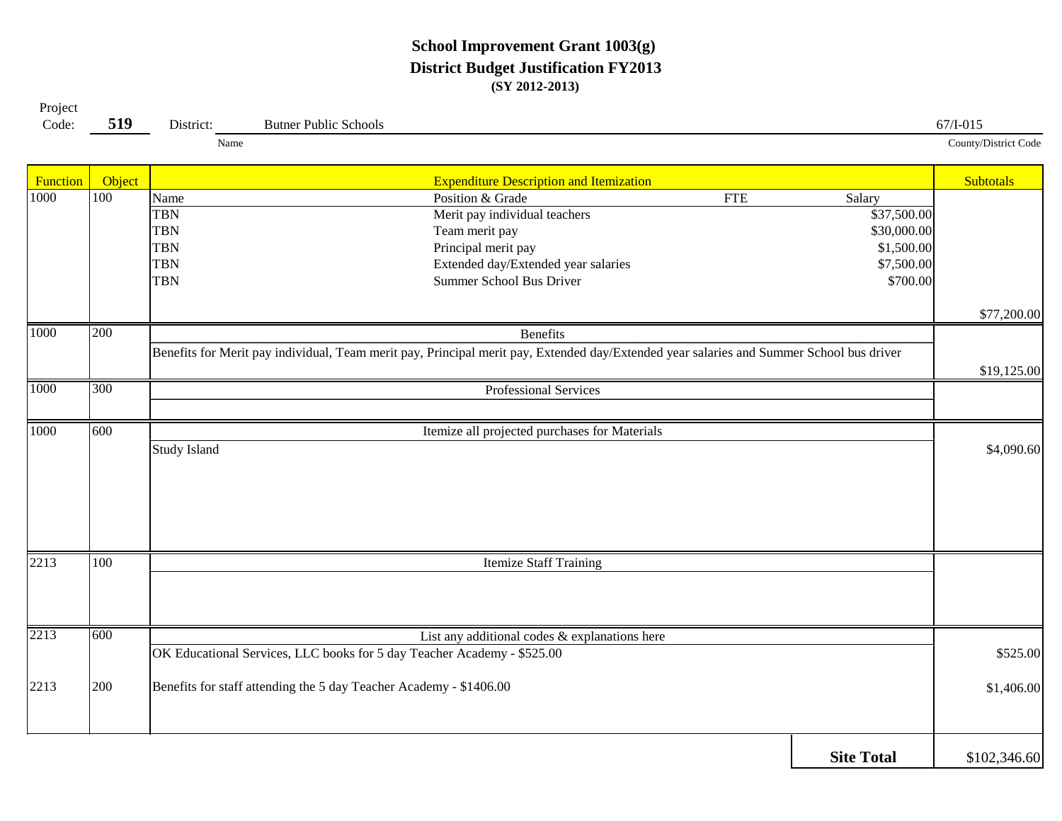# School Improvement Grant 1003(g)
## District Budget Justification FY2013
### (SY 2012-2013)

Project Code: **519** District: Butner Public Schools (Name) 67/I-015 (County/District Code)

| Function | Object | Expenditure Description and Itemization | | | | Subtotals |
|---|---|---|---|---|---|---|
| 1000 | 100 | Name | Position & Grade | FTE | Salary | |
| | | TBN | Merit pay individual teachers | | $37,500.00 | |
| | | TBN | Team merit pay | | $30,000.00 | |
| | | TBN | Principal merit pay | | $1,500.00 | |
| | | TBN | Extended day/Extended year salaries | | $7,500.00 | |
| | | TBN | Summer School Bus Driver | | $700.00 | |
| | | | | | | $77,200.00 |
| 1000 | 200 | Benefits | | | | |
| | | Benefits for Merit pay individual, Team merit pay, Principal merit pay, Extended day/Extended year salaries and Summer School bus driver | | | | $19,125.00 |
| 1000 | 300 | Professional Services | | | | |
| 1000 | 600 | Itemize all projected purchases for Materials | | | | |
| | | Study Island | | | | $4,090.60 |
| 2213 | 100 | Itemize Staff Training | | | | |
| 2213 | 600 | List any additional codes & explanations here | | | | |
| | | OK Educational Services, LLC books for 5 day Teacher Academy - $525.00 | | | | $525.00 |
| 2213 | 200 | Benefits for staff attending the 5 day Teacher Academy - $1406.00 | | | | $1,406.00 |
| | | | | | **Site Total** | $102,346.60 |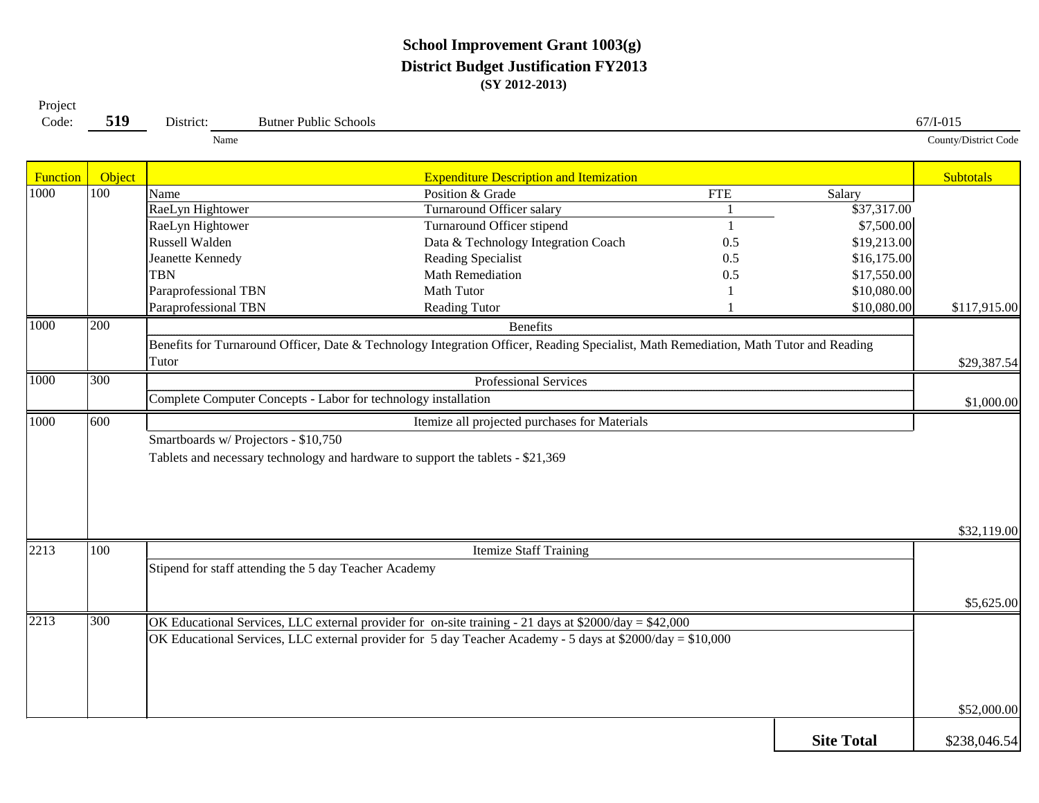# School Improvement Grant 1003(g)
## District Budget Justification FY2013
### (SY 2012-2013)

Project Code: **519** District: Butner Public Schools (Name) 67/I-015 (County/District Code)

| Function | Object | Expenditure Description and Itemization | | | | Subtotals |
|---|---|---|---|---|---|---|
| 1000 | 100 | Name | Position & Grade | FTE | Salary | |
| | | RaeLyn Hightower | Turnaround Officer salary | 1 | $37,317.00 | |
| | | RaeLyn Hightower | Turnaround Officer stipend | 1 | $7,500.00 | |
| | | Russell Walden | Data & Technology Integration Coach | 0.5 | $19,213.00 | |
| | | Jeanette Kennedy | Reading Specialist | 0.5 | $16,175.00 | |
| | | TBN | Math Remediation | 0.5 | $17,550.00 | |
| | | Paraprofessional TBN | Math Tutor | 1 | $10,080.00 | |
| | | Paraprofessional TBN | Reading Tutor | 1 | $10,080.00 | $117,915.00 |
| 1000 | 200 | Benefits | | | | |
| | | Benefits for Turnaround Officer, Date & Technology Integration Officer, Reading Specialist, Math Remediation, Math Tutor and Reading Tutor | | | | $29,387.54 |
| 1000 | 300 | Professional Services | | | | |
| | | Complete Computer Concepts - Labor for technology installation | | | | $1,000.00 |
| 1000 | 600 | Itemize all projected purchases for Materials | | | | |
| | | Smartboards w/ Projectors - $10,750 | | | | |
| | | Tablets and necessary technology and hardware to support the tablets - $21,369 | | | | $32,119.00 |
| 2213 | 100 | Itemize Staff Training | | | | |
| | | Stipend for staff attending the 5 day Teacher Academy | | | | $5,625.00 |
| 2213 | 300 | OK Educational Services, LLC external provider for on-site training - 21 days at $2000/day = $42,000 | | | | |
| | | OK Educational Services, LLC external provider for 5 day Teacher Academy - 5 days at $2000/day = $10,000 | | | | $52,000.00 |
| | | | | | **Site Total** | $238,046.54 |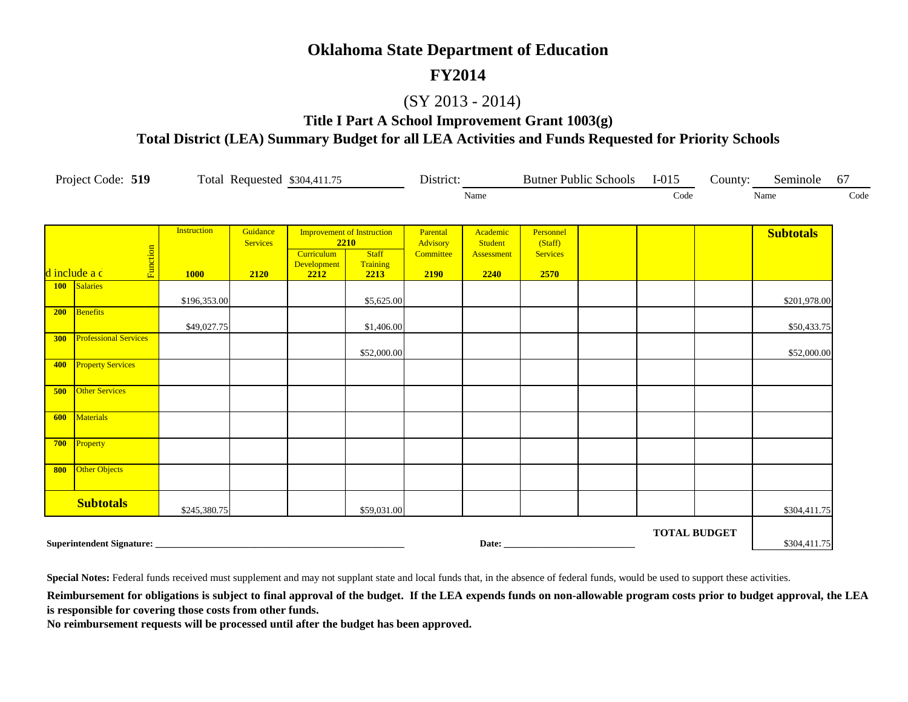# Oklahoma State Department of Education

## FY2014

(SY 2013 - 2014)

### Title I Part A School Improvement Grant 1003(g)

### Total District (LEA) Summary Budget for all LEA Activities and Funds Requested for Priority Schools

Project Code: **519** Total Requested $304,411.75 District: Butner Public Schools (Name) I-015 (Code) County: Seminole (Name) 67 (Code)

| d include a c | Function | Instruction 1000 | Guidance Services 2120 | Improvement of Instruction 2210 Curriculum Development 2212 | Staff Training 2213 | Parental Advisory Committee 2190 | Academic Student Assessment 2240 | Personnel (Staff) Services 2570 | | | | Subtotals |
|---|---|---|---|---|---|---|---|---|---|---|---|---|
| 100 | Salaries | $196,353.00 | | | $5,625.00 | | | | | | | $201,978.00 |
| 200 | Benefits | $49,027.75 | | | $1,406.00 | | | | | | | $50,433.75 |
| 300 | Professional Services | | | | $52,000.00 | | | | | | | $52,000.00 |
| 400 | Property Services | | | | | | | | | | | |
| 500 | Other Services | | | | | | | | | | | |
| 600 | Materials | | | | | | | | | | | |
| 700 | Property | | | | | | | | | | | |
| 800 | Other Objects | | | | | | | | | | | |
| **Subtotals** | | $245,380.75 | | | $59,031.00 | | | | | | | $304,411.75 |

**TOTAL BUDGET** $304,411.75

**Superintendent Signature:** ___________________________ **Date:** ___________________

**Special Notes:** Federal funds received must supplement and may not supplant state and local funds that, in the absence of federal funds, would be used to support these activities.

**Reimbursement for obligations is subject to final approval of the budget. If the LEA expends funds on non-allowable program costs prior to budget approval, the LEA is responsible for covering those costs from other funds.**

**No reimbursement requests will be processed until after the budget has been approved.**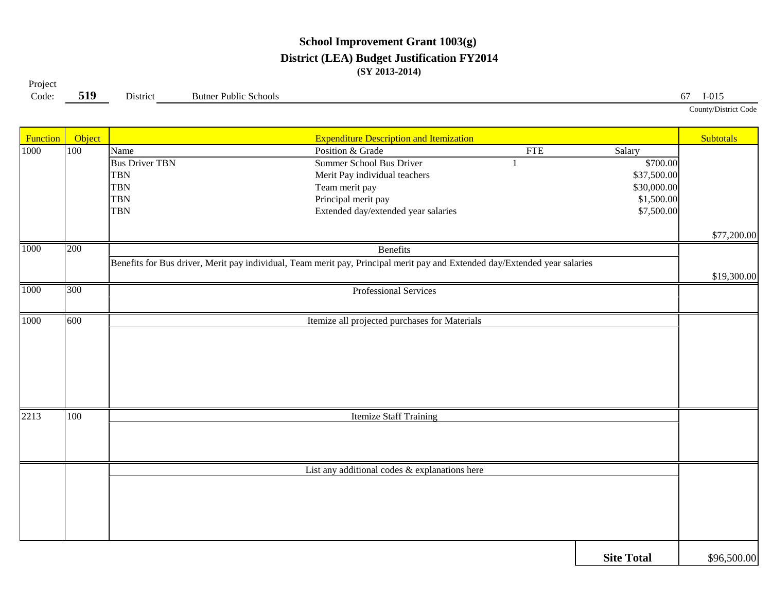# School Improvement Grant 1003(g)

## District (LEA) Budget Justification FY2014

**(SY 2013-2014)**

Project Code: **519** District Butner Public Schools 67 I-015

County/District Code

| Function | Object | Expenditure Description and Itemization | | | | Subtotals |
|---|---|---|---|---|---|---|
| 1000 | 100 | Name | Position & Grade | FTE | Salary | |
| | | Bus Driver TBN | Summer School Bus Driver | 1 | $700.00 | |
| | | TBN | Merit Pay individual teachers | | $37,500.00 | |
| | | TBN | Team merit pay | | $30,000.00 | |
| | | TBN | Principal merit pay | | $1,500.00 | |
| | | TBN | Extended day/extended year salaries | | $7,500.00 | |
| | | | | | | $77,200.00 |
| 1000 | 200 | Benefits | | | | |
| | | Benefits for Bus driver, Merit pay individual, Team merit pay, Principal merit pay and Extended day/Extended year salaries | | | | $19,300.00 |
| 1000 | 300 | Professional Services | | | | |
| 1000 | 600 | Itemize all projected purchases for Materials | | | | |
| 2213 | 100 | Itemize Staff Training | | | | |
| | | List any additional codes & explanations here | | | | |
| | | | | | **Site Total** | $96,500.00 |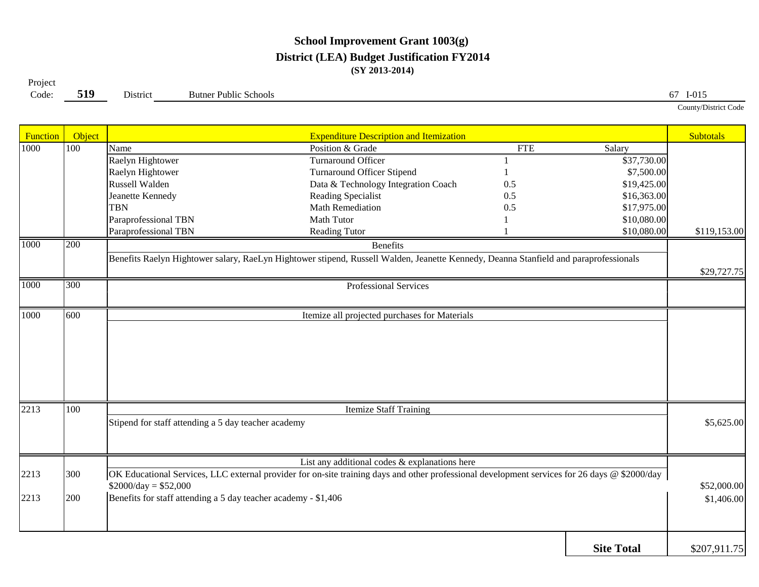# School Improvement Grant 1003(g)
## District (LEA) Budget Justification FY2014
**(SY 2013-2014)**

Project Code: **519** District: Butner Public Schools 67 I-015

County/District Code

| Function | Object | Expenditure Description and Itemization | | | | Subtotals |
|---|---|---|---|---|---|---|
| 1000 | 100 | Name | Position & Grade | FTE | Salary | |
| | | Raelyn Hightower | Turnaround Officer | 1 | $37,730.00 | |
| | | Raelyn Hightower | Turnaround Officer Stipend | 1 | $7,500.00 | |
| | | Russell Walden | Data & Technology Integration Coach | 0.5 | $19,425.00 | |
| | | Jeanette Kennedy | Reading Specialist | 0.5 | $16,363.00 | |
| | | TBN | Math Remediation | 0.5 | $17,975.00 | |
| | | Paraprofessional TBN | Math Tutor | 1 | $10,080.00 | |
| | | Paraprofessional TBN | Reading Tutor | 1 | $10,080.00 | $119,153.00 |
| 1000 | 200 | Benefits | | | | |
| | | Benefits Raelyn Hightower salary, RaeLyn Hightower stipend, Russell Walden, Jeanette Kennedy, Deanna Stanfield and paraprofessionals | | | | $29,727.75 |
| 1000 | 300 | Professional Services | | | | |
| 1000 | 600 | Itemize all projected purchases for Materials | | | | |
| 2213 | 100 | Itemize Staff Training | | | | |
| | | Stipend for staff attending a 5 day teacher academy | | | | $5,625.00 |
| | | List any additional codes & explanations here | | | | |
| 2213 | 300 | OK Educational Services, LLC external provider for on-site training days and other professional development services for 26 days @ $2000/day $2000/day = $52,000 | | | | $52,000.00 |
| 2213 | 200 | Benefits for staff attending a 5 day teacher academy - $1,406 | | | | $1,406.00 |
| | | | | | **Site Total** | $207,911.75 |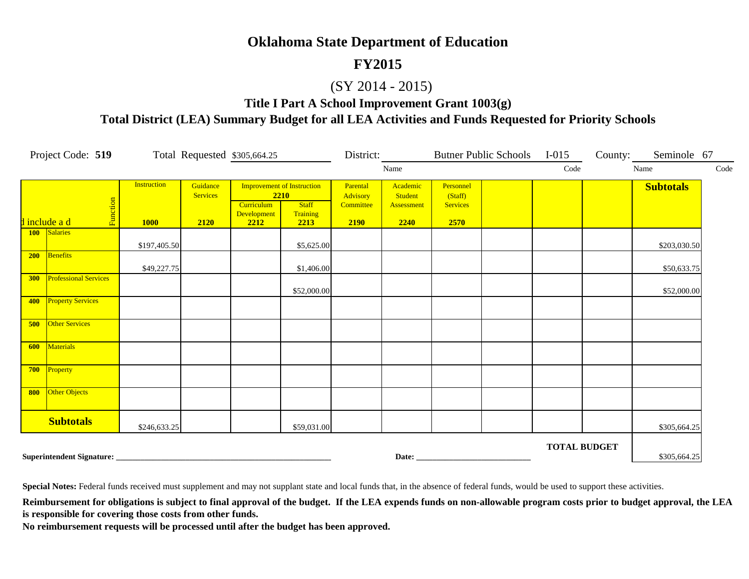# Oklahoma State Department of Education

## FY2015

(SY 2014 - 2015)

### Title I Part A School Improvement Grant 1003(g)

### Total District (LEA) Summary Budget for all LEA Activities and Funds Requested for Priority Schools

Project Code: **519** Total Requested $305,664.25 District: Butner Public Schools I-015 County: Seminole 67

| | | Instruction | Guidance Services | Improvement of Instruction 2210 | | Parental Advisory Committee | Academic Student Assessment | Personnel (Staff) Services | | | | **Subtotals** |
|---|---|---|---|---|---|---|---|---|---|---|---|---|
| d include a d | Function | **1000** | **2120** | Curriculum Development **2212** | Staff Training **2213** | **2190** | **2240** | **2570** | | | | |
| **100** | Salaries | $197,405.50 | | | $5,625.00 | | | | | | | $203,030.50 |
| **200** | Benefits | $49,227.75 | | | $1,406.00 | | | | | | | $50,633.75 |
| **300** | Professional Services | | | | $52,000.00 | | | | | | | $52,000.00 |
| **400** | Property Services | | | | | | | | | | | |
| **500** | Other Services | | | | | | | | | | | |
| **600** | Materials | | | | | | | | | | | |
| **700** | Property | | | | | | | | | | | |
| **800** | Other Objects | | | | | | | | | | | |
| **Subtotals** | | $246,633.25 | | | $59,031.00 | | | | | | | $305,664.25 |

**TOTAL BUDGET** $305,664.25

**Superintendent Signature:** ______________________________ **Date:** ______________________

**Special Notes:** Federal funds received must supplement and may not supplant state and local funds that, in the absence of federal funds, would be used to support these activities.

**Reimbursement for obligations is subject to final approval of the budget. If the LEA expends funds on non-allowable program costs prior to budget approval, the LEA is responsible for covering those costs from other funds.**

**No reimbursement requests will be processed until after the budget has been approved.**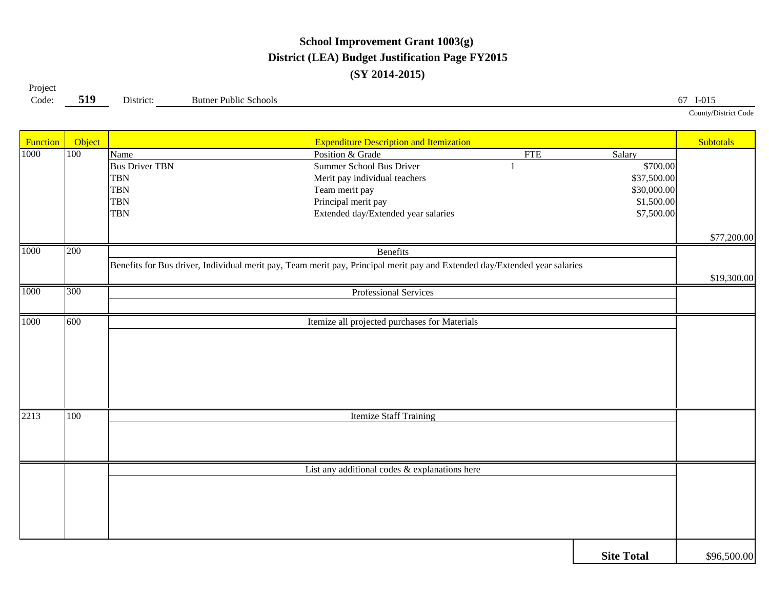# School Improvement Grant 1003(g)
## District (LEA) Budget Justification Page FY2015
### (SY 2014-2015)

Project Code: **519** District: Butner Public Schools 67 I-015 County/District Code

| Function | Object | Expenditure Description and Itemization | | | | Subtotals |
|---|---|---|---|---|---|---|
| 1000 | 100 | Name | Position & Grade | FTE | Salary | |
| | | Bus Driver TBN | Summer School Bus Driver | 1 | $700.00 | |
| | | TBN | Merit pay individual teachers | | $37,500.00 | |
| | | TBN | Team merit pay | | $30,000.00 | |
| | | TBN | Principal merit pay | | $1,500.00 | |
| | | TBN | Extended day/Extended year salaries | | $7,500.00 | |
| | | | | | | $77,200.00 |
| 1000 | 200 | Benefits | | | | |
| | | Benefits for Bus driver, Individual merit pay, Team merit pay, Principal merit pay and Extended day/Extended year salaries | | | | $19,300.00 |
| 1000 | 300 | Professional Services | | | | |
| 1000 | 600 | Itemize all projected purchases for Materials | | | | |
| 2213 | 100 | Itemize Staff Training | | | | |
| | | List any additional codes & explanations here | | | | |
| | | | | | **Site Total** | $96,500.00 |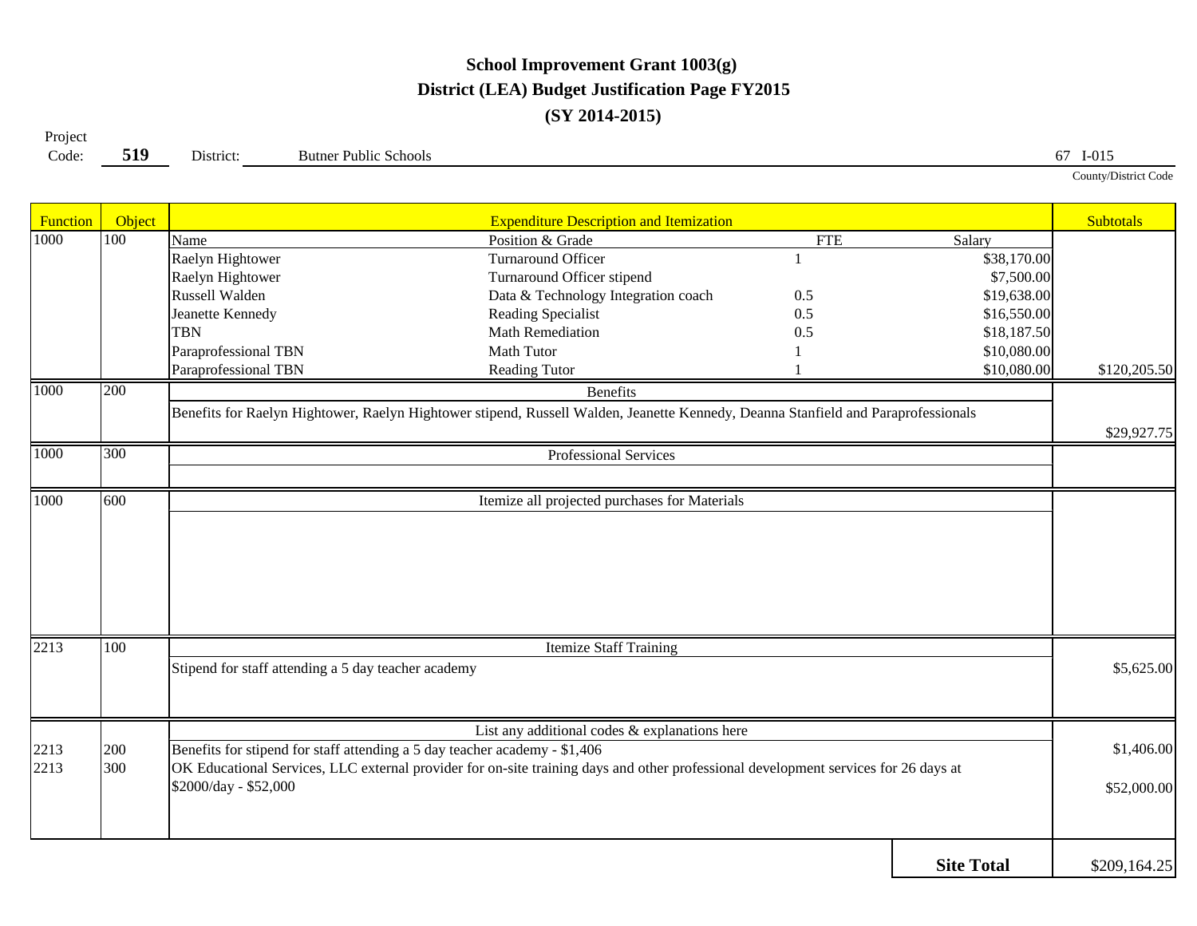# School Improvement Grant 1003(g)
## District (LEA) Budget Justification Page FY2015
### (SY 2014-2015)

Project Code: **519** District: Butner Public Schools 67 I-015 (County/District Code)

| Function | Object | Expenditure Description and Itemization | | | | Subtotals |
|---|---|---|---|---|---|---|
| 1000 | 100 | Name | Position & Grade | FTE | Salary | |
| | | Raelyn Hightower | Turnaround Officer | 1 | $38,170.00 | |
| | | Raelyn Hightower | Turnaround Officer stipend | | $7,500.00 | |
| | | Russell Walden | Data & Technology Integration coach | 0.5 | $19,638.00 | |
| | | Jeanette Kennedy | Reading Specialist | 0.5 | $16,550.00 | |
| | | TBN | Math Remediation | 0.5 | $18,187.50 | |
| | | Paraprofessional TBN | Math Tutor | 1 | $10,080.00 | |
| | | Paraprofessional TBN | Reading Tutor | 1 | $10,080.00 | $120,205.50 |
| 1000 | 200 | Benefits | | | | |
| | | Benefits for Raelyn Hightower, Raelyn Hightower stipend, Russell Walden, Jeanette Kennedy, Deanna Stanfield and Paraprofessionals | | | | $29,927.75 |
| 1000 | 300 | Professional Services | | | | |
| 1000 | 600 | Itemize all projected purchases for Materials | | | | |
| 2213 | 100 | Itemize Staff Training | | | | |
| | | Stipend for staff attending a 5 day teacher academy | | | | $5,625.00 |
| | | List any additional codes & explanations here | | | | |
| 2213 | 200 | Benefits for stipend for staff attending a 5 day teacher academy - $1,406 | | | | $1,406.00 |
| 2213 | 300 | OK Educational Services, LLC external provider for on-site training days and other professional development services for 26 days at $2000/day - $52,000 | | | | $52,000.00 |
| | | | | | **Site Total** | $209,164.25 |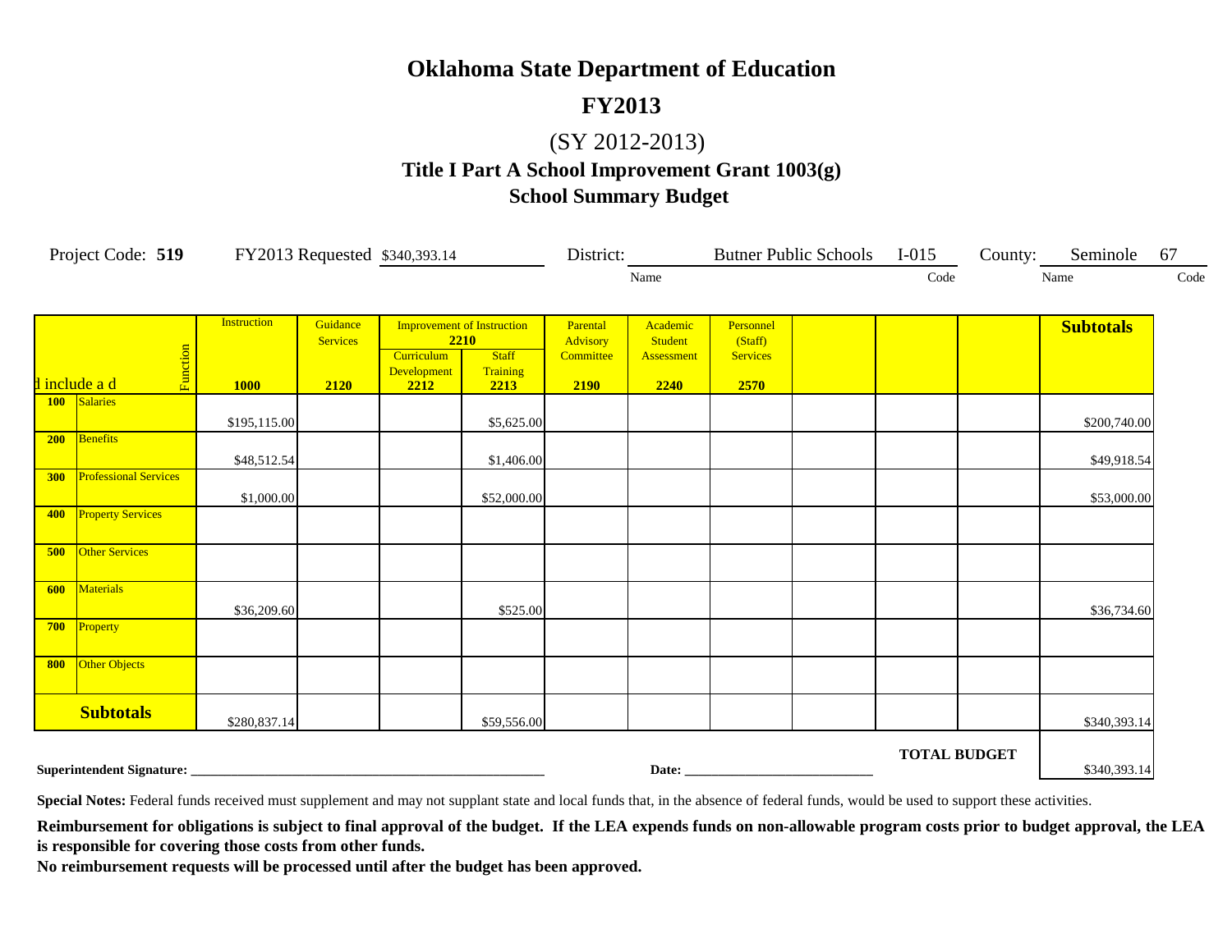# Oklahoma State Department of Education

## FY2013

(SY 2012-2013)

### Title I Part A School Improvement Grant 1003(g)

### School Summary Budget

Project Code: **519** FY2013 Requested $340,393.14 District: Butner Public Schools (Name) I-015 (Code) County: Seminole (Name) 67 (Code)

| Object / Function | | Instruction 1000 | Guidance Services 2120 | Improvement of Instruction 2210: Curriculum Development 2212 | Improvement of Instruction 2210: Staff Training 2213 | Parental Advisory Committee 2190 | Academic Student Assessment 2240 | Personnel (Staff) Services 2570 | | | | Subtotals |
|---|---|---|---|---|---|---|---|---|---|---|---|---|
| 100 | Salaries | $195,115.00 | | | $5,625.00 | | | | | | | $200,740.00 |
| 200 | Benefits | $48,512.54 | | | $1,406.00 | | | | | | | $49,918.54 |
| 300 | Professional Services | $1,000.00 | | | $52,000.00 | | | | | | | $53,000.00 |
| 400 | Property Services | | | | | | | | | | | |
| 500 | Other Services | | | | | | | | | | | |
| 600 | Materials | $36,209.60 | | | $525.00 | | | | | | | $36,734.60 |
| 700 | Property | | | | | | | | | | | |
| 800 | Other Objects | | | | | | | | | | | |
| **Subtotals** | | $280,837.14 | | | $59,556.00 | | | | | | | $340,393.14 |

**TOTAL BUDGET** $340,393.14

**Superintendent Signature:** ______________________________ **Date:** ____________________

**Special Notes:** Federal funds received must supplement and may not supplant state and local funds that, in the absence of federal funds, would be used to support these activities.

**Reimbursement for obligations is subject to final approval of the budget. If the LEA expends funds on non-allowable program costs prior to budget approval, the LEA is responsible for covering those costs from other funds.**

**No reimbursement requests will be processed until after the budget has been approved.**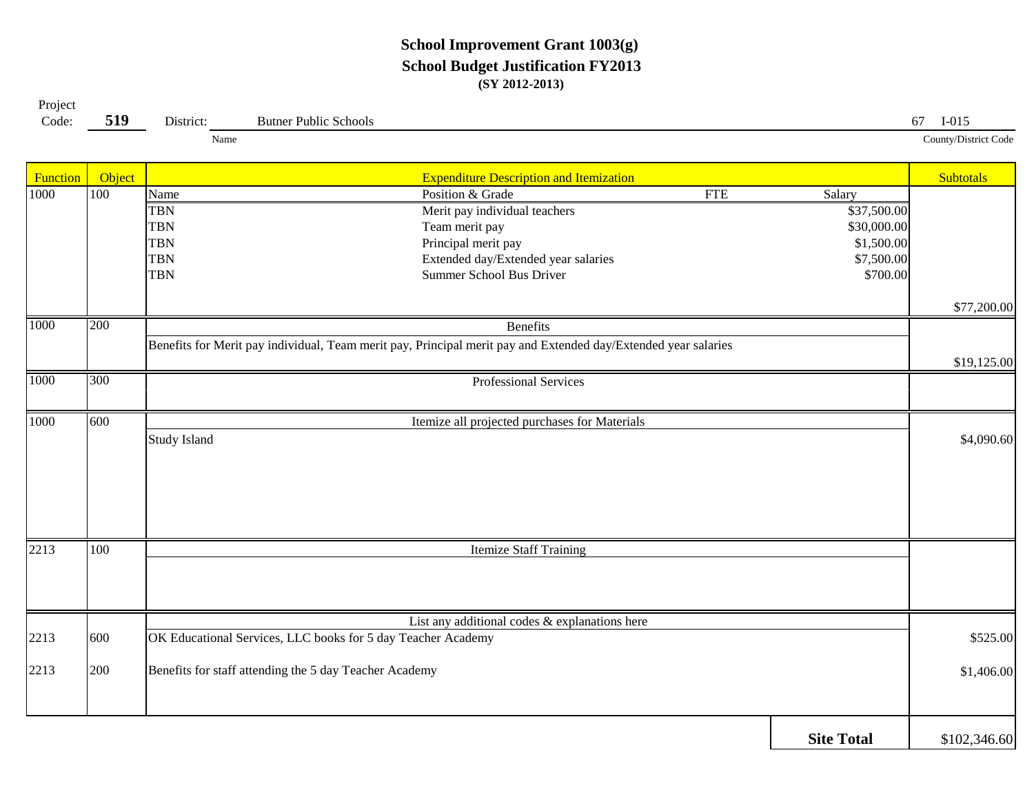**School Improvement Grant 1003(g)**
**School Budget Justification FY2013**
**(SY 2012-2013)**

Project Code: **519** District: Butner Public Schools (Name) 67 I-015 (County/District Code)

| Function | Object | Expenditure Description and Itemization | | | | Subtotals |
|---|---|---|---|---|---|---|
| 1000 | 100 | Name | Position & Grade | FTE | Salary | |
| | | TBN | Merit pay individual teachers | | $37,500.00 | |
| | | TBN | Team merit pay | | $30,000.00 | |
| | | TBN | Principal merit pay | | $1,500.00 | |
| | | TBN | Extended day/Extended year salaries | | $7,500.00 | |
| | | TBN | Summer School Bus Driver | | $700.00 | |
| | | | | | | $77,200.00 |
| 1000 | 200 | Benefits | | | | |
| | | Benefits for Merit pay individual, Team merit pay, Principal merit pay and Extended day/Extended year salaries | | | | $19,125.00 |
| 1000 | 300 | Professional Services | | | | |
| 1000 | 600 | Itemize all projected purchases for Materials | | | | |
| | | Study Island | | | | $4,090.60 |
| 2213 | 100 | Itemize Staff Training | | | | |
| | | List any additional codes & explanations here | | | | |
| 2213 | 600 | OK Educational Services, LLC books for 5 day Teacher Academy | | | | $525.00 |
| 2213 | 200 | Benefits for staff attending the 5 day Teacher Academy | | | | $1,406.00 |
| | | | | | **Site Total** | $102,346.60 |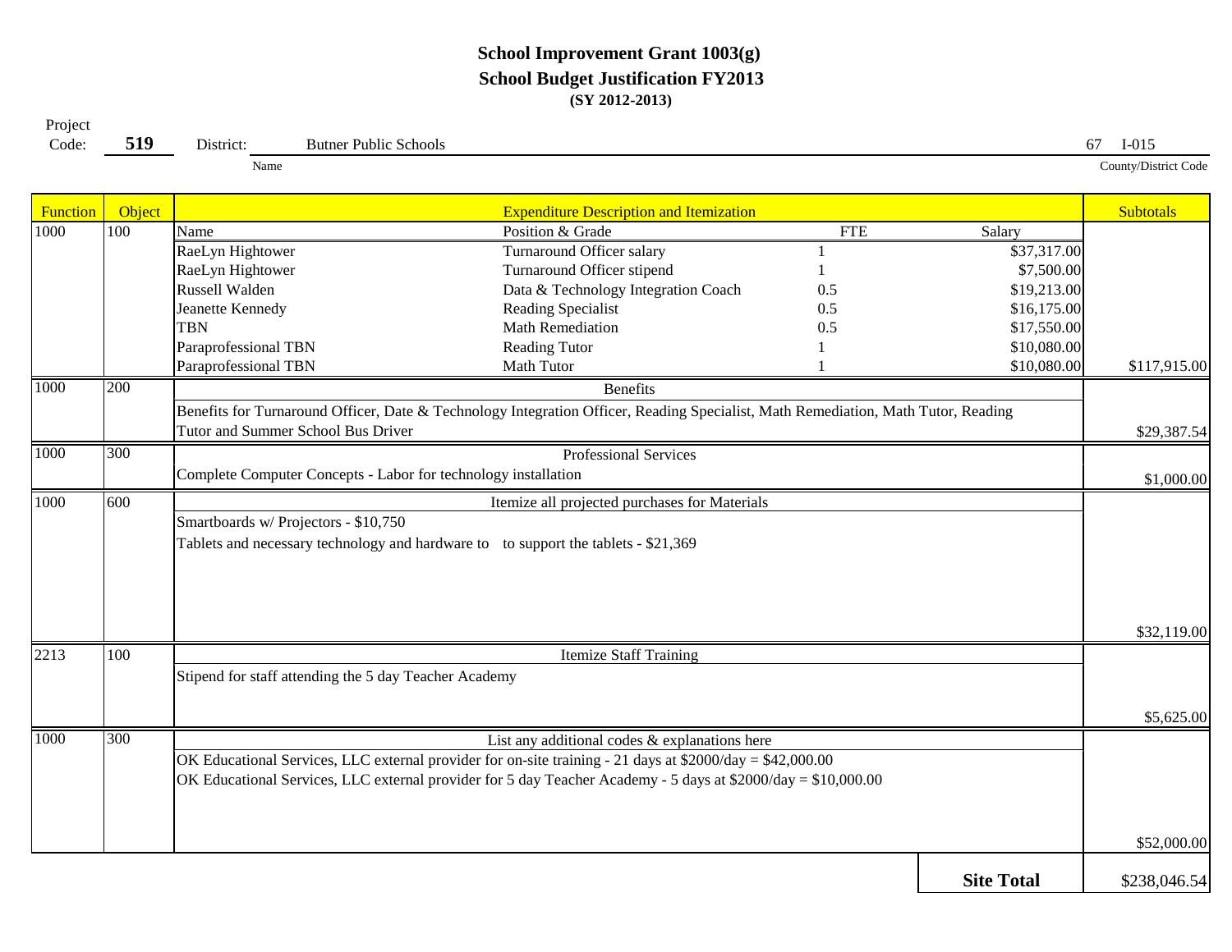# School Improvement Grant 1003(g)

## School Budget Justification FY2013

**(SY 2012-2013)**

Project Code: **519** District: Butner Public Schools 67 I-015

Name County/District Code

| Function | Object | Expenditure Description and Itemization | | | | Subtotals |
|---|---|---|---|---|---|---|
| 1000 | 100 | Name | Position & Grade | FTE | Salary | |
| | | RaeLyn Hightower | Turnaround Officer salary | 1 | $37,317.00 | |
| | | RaeLyn Hightower | Turnaround Officer stipend | 1 | $7,500.00 | |
| | | Russell Walden | Data & Technology Integration Coach | 0.5 | $19,213.00 | |
| | | Jeanette Kennedy | Reading Specialist | 0.5 | $16,175.00 | |
| | | TBN | Math Remediation | 0.5 | $17,550.00 | |
| | | Paraprofessional TBN | Reading Tutor | 1 | $10,080.00 | |
| | | Paraprofessional TBN | Math Tutor | 1 | $10,080.00 | $117,915.00 |
| 1000 | 200 | Benefits | | | | |
| | | Benefits for Turnaround Officer, Date & Technology Integration Officer, Reading Specialist, Math Remediation, Math Tutor, Reading Tutor and Summer School Bus Driver | | | | $29,387.54 |
| 1000 | 300 | Professional Services | | | | |
| | | Complete Computer Concepts - Labor for technology installation | | | | $1,000.00 |
| 1000 | 600 | Itemize all projected purchases for Materials | | | | |
| | | Smartboards w/ Projectors - $10,750 | | | | |
| | | Tablets and necessary technology and hardware to to support the tablets - $21,369 | | | | $32,119.00 |
| 2213 | 100 | Itemize Staff Training | | | | |
| | | Stipend for staff attending the 5 day Teacher Academy | | | | $5,625.00 |
| 1000 | 300 | List any additional codes & explanations here | | | | |
| | | OK Educational Services, LLC external provider for on-site training - 21 days at $2000/day = $42,000.00 | | | | |
| | | OK Educational Services, LLC external provider for 5 day Teacher Academy - 5 days at $2000/day = $10,000.00 | | | | $52,000.00 |
| | | | | | **Site Total** | $238,046.54 |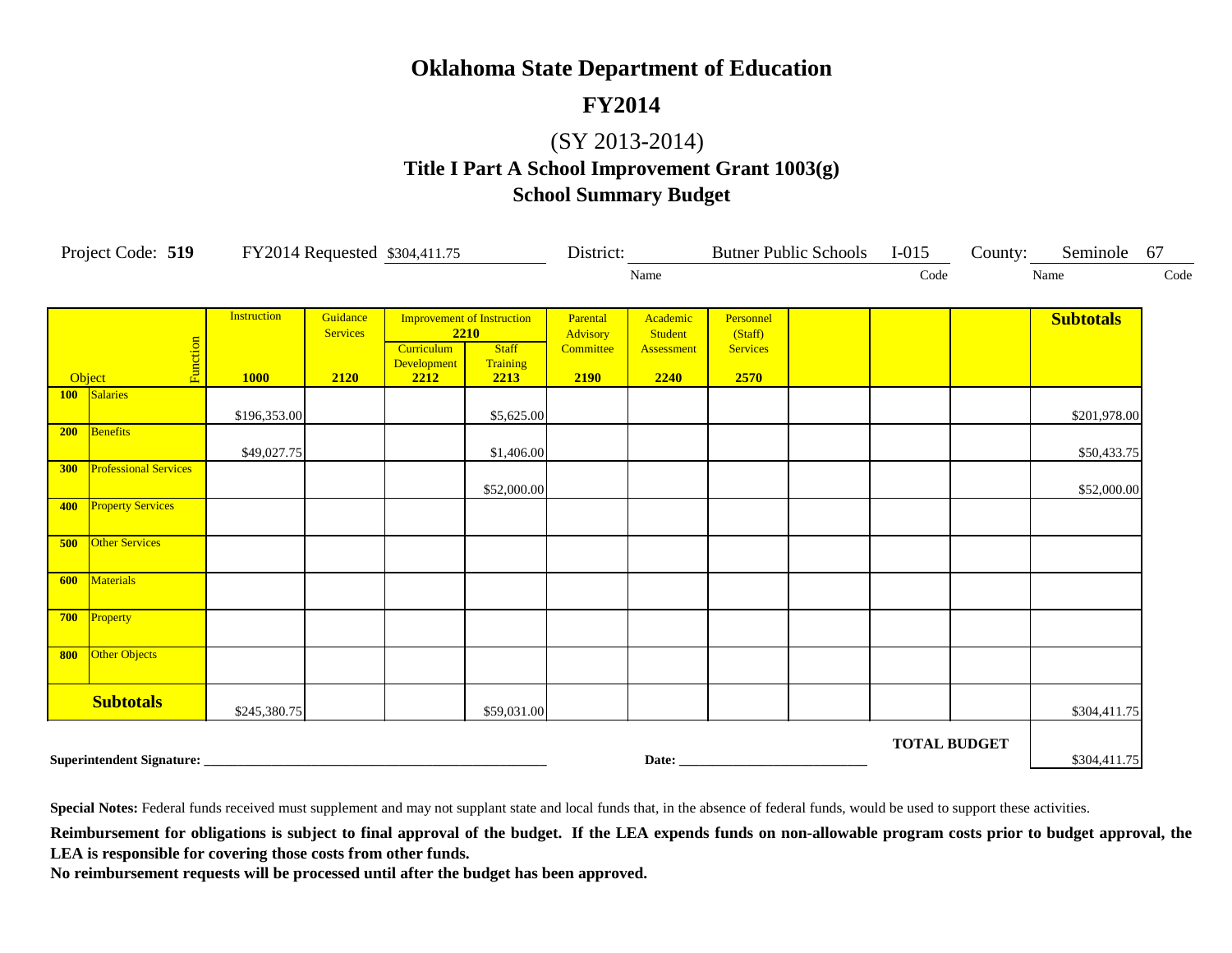# Oklahoma State Department of Education

## FY2014

## (SY 2013-2014)

### Title I Part A School Improvement Grant 1003(g)

### School Summary Budget

Project Code: **519** FY2014 Requested $304,411.75 District: Butner Public Schools (Name) I-015 (Code) County: Seminole (Name) 67 (Code)

| Object / Function | Instruction 1000 | Guidance Services 2120 | Improvement of Instruction 2210 – Curriculum Development 2212 | Improvement of Instruction 2210 – Staff Training 2213 | Parental Advisory Committee 2190 | Academic Student Assessment 2240 | Personnel (Staff) Services 2570 | | | | Subtotals |
|---|---|---|---|---|---|---|---|---|---|---|---|
| 100 Salaries | $196,353.00 | | | $5,625.00 | | | | | | | $201,978.00 |
| 200 Benefits | $49,027.75 | | | $1,406.00 | | | | | | | $50,433.75 |
| 300 Professional Services | | | | $52,000.00 | | | | | | | $52,000.00 |
| 400 Property Services | | | | | | | | | | | |
| 500 Other Services | | | | | | | | | | | |
| 600 Materials | | | | | | | | | | | |
| 700 Property | | | | | | | | | | | |
| 800 Other Objects | | | | | | | | | | | |
| **Subtotals** | $245,380.75 | | | $59,031.00 | | | | | | | $304,411.75 |

**TOTAL BUDGET** $304,411.75

**Superintendent Signature:** ______________________ **Date:** ______________________

**Special Notes:** Federal funds received must supplement and may not supplant state and local funds that, in the absence of federal funds, would be used to support these activities.

**Reimbursement for obligations is subject to final approval of the budget. If the LEA expends funds on non-allowable program costs prior to budget approval, the LEA is responsible for covering those costs from other funds.**

**No reimbursement requests will be processed until after the budget has been approved.**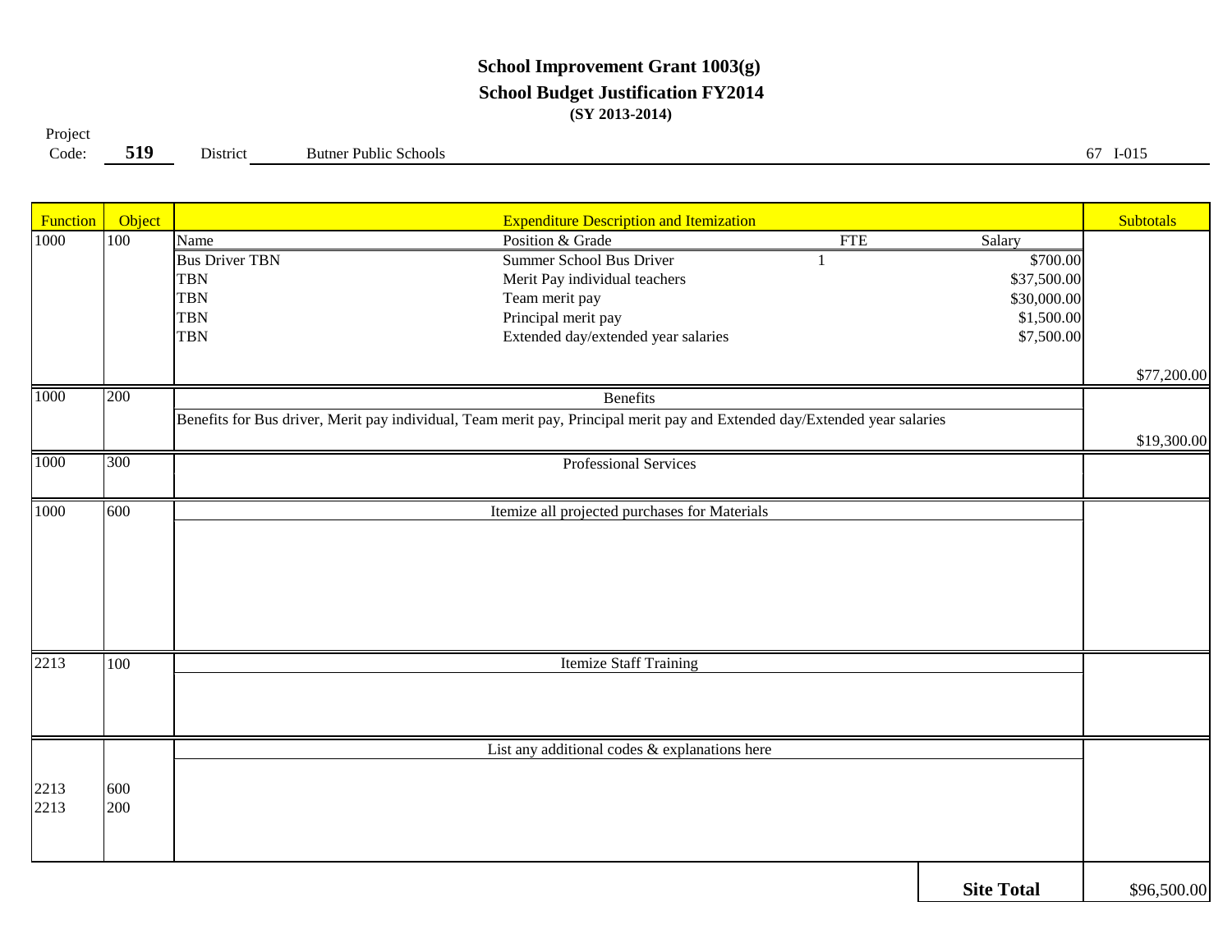# School Improvement Grant 1003(g)

## School Budget Justification FY2014

**(SY 2013-2014)**

Project Code: **519** District: Butner Public Schools 67 I-015

| Function | Object | Expenditure Description and Itemization | | | | Subtotals |
|---|---|---|---|---|---|---|
| 1000 | 100 | Name | Position & Grade | FTE | Salary | |
| | | Bus Driver TBN | Summer School Bus Driver | 1 | $700.00 | |
| | | TBN | Merit Pay individual teachers | | $37,500.00 | |
| | | TBN | Team merit pay | | $30,000.00 | |
| | | TBN | Principal merit pay | | $1,500.00 | |
| | | TBN | Extended day/extended year salaries | | $7,500.00 | |
| | | | | | | $77,200.00 |
| 1000 | 200 | Benefits | | | | |
| | | Benefits for Bus driver, Merit pay individual, Team merit pay, Principal merit pay and Extended day/Extended year salaries | | | | $19,300.00 |
| 1000 | 300 | Professional Services | | | | |
| 1000 | 600 | Itemize all projected purchases for Materials | | | | |
| 2213 | 100 | Itemize Staff Training | | | | |
| | | List any additional codes & explanations here | | | | |
| 2213 | 600 | | | | | |
| 2213 | 200 | | | | | |
| | | | | | **Site Total** | $96,500.00 |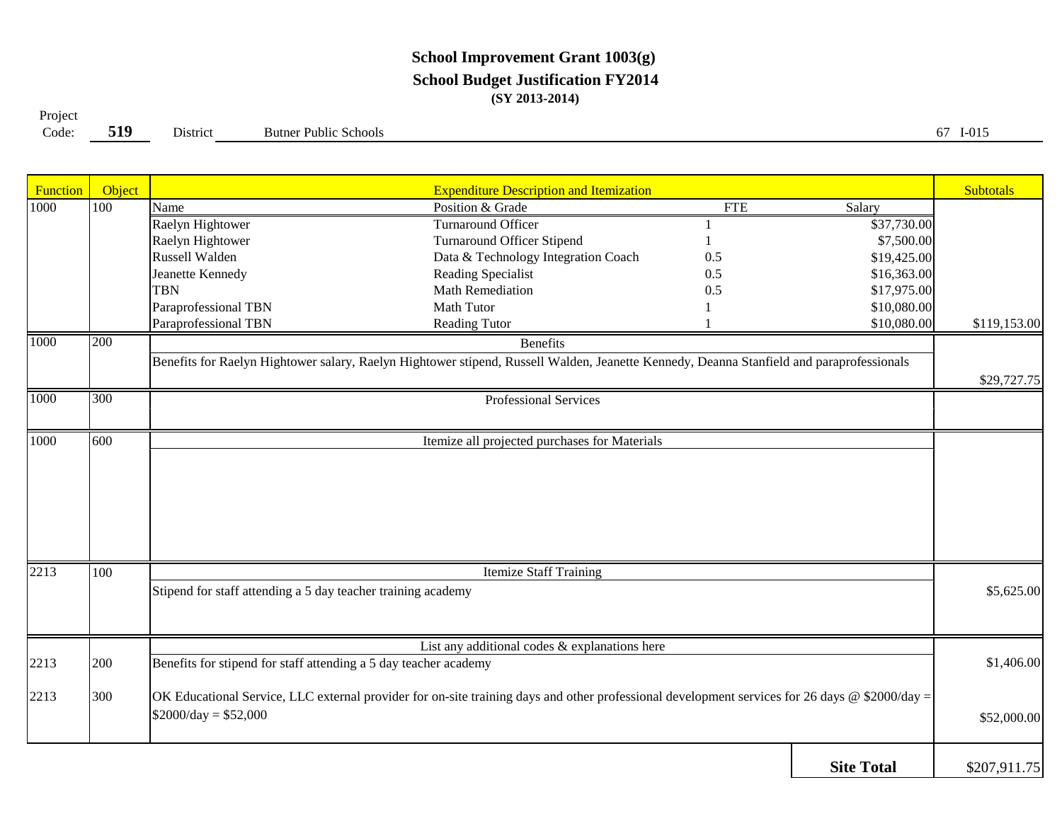# School Improvement Grant 1003(g)

## School Budget Justification FY2014

**(SY 2013-2014)**

Project Code: **519** District: Butner Public Schools 67 I-015

| Function | Object | Expenditure Description and Itemization | | | | Subtotals |
|---|---|---|---|---|---|---|
| 1000 | 100 | Name | Position & Grade | FTE | Salary | |
| | | Raelyn Hightower | Turnaround Officer | 1 | $37,730.00 | |
| | | Raelyn Hightower | Turnaround Officer Stipend | 1 | $7,500.00 | |
| | | Russell Walden | Data & Technology Integration Coach | 0.5 | $19,425.00 | |
| | | Jeanette Kennedy | Reading Specialist | 0.5 | $16,363.00 | |
| | | TBN | Math Remediation | 0.5 | $17,975.00 | |
| | | Paraprofessional TBN | Math Tutor | 1 | $10,080.00 | |
| | | Paraprofessional TBN | Reading Tutor | 1 | $10,080.00 | $119,153.00 |
| 1000 | 200 | Benefits | | | | |
| | | Benefits for Raelyn Hightower salary, Raelyn Hightower stipend, Russell Walden, Jeanette Kennedy, Deanna Stanfield and paraprofessionals | | | | $29,727.75 |
| 1000 | 300 | Professional Services | | | | |
| 1000 | 600 | Itemize all projected purchases for Materials | | | | |
| 2213 | 100 | Itemize Staff Training | | | | |
| | | Stipend for staff attending a 5 day teacher training academy | | | | $5,625.00 |
| | | List any additional codes & explanations here | | | | |
| 2213 | 200 | Benefits for stipend for staff attending a 5 day teacher academy | | | | $1,406.00 |
| 2213 | 300 | OK Educational Service, LLC external provider for on-site training days and other professional development services for 26 days @ $2000/day = $2000/day = $52,000 | | | | $52,000.00 |
| | | | | | **Site Total** | $207,911.75 |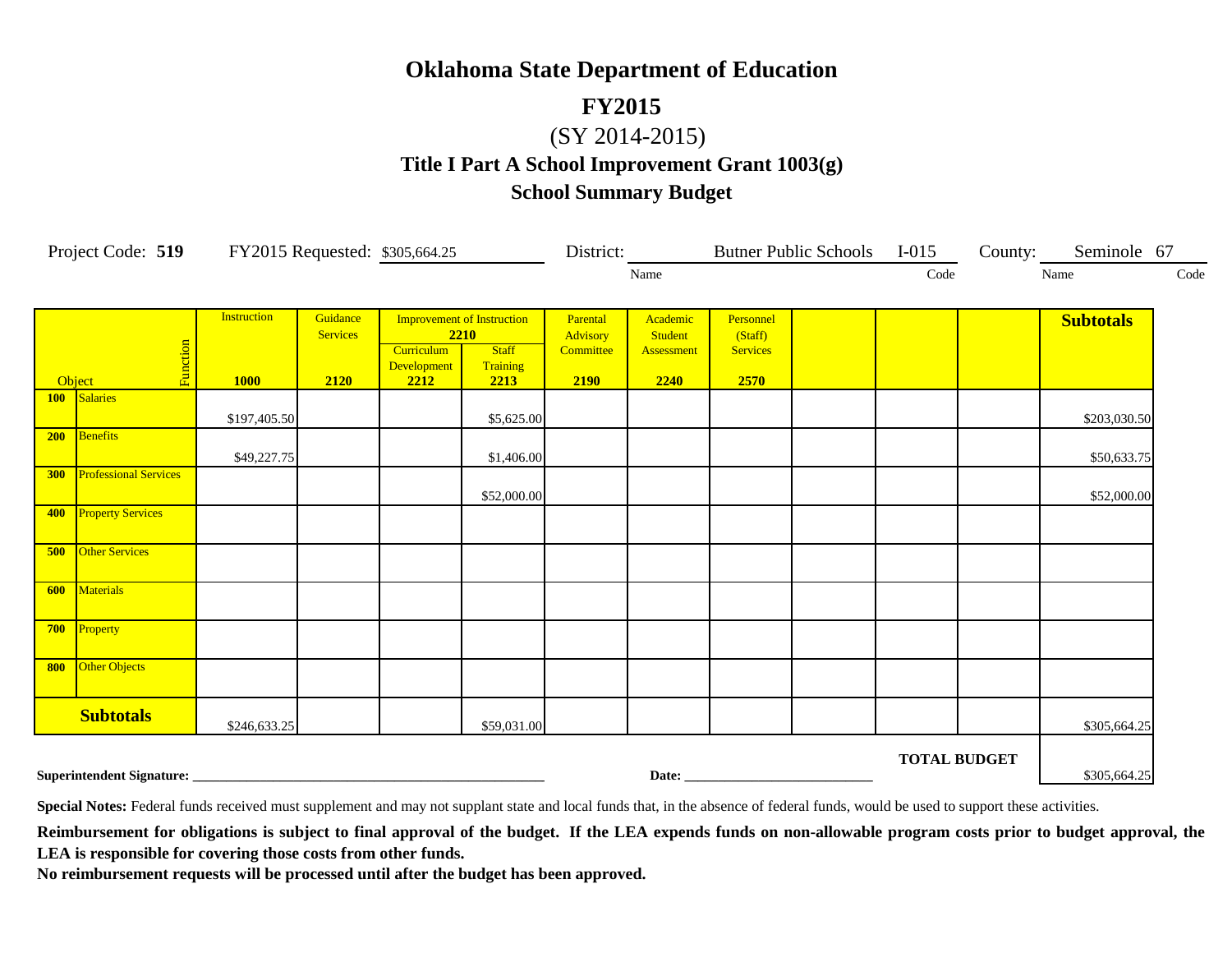# Oklahoma State Department of Education

## FY2015

(SY 2014-2015)

### Title I Part A School Improvement Grant 1003(g)

### School Summary Budget

Project Code: **519** FY2015 Requested: $305,664.25 District: Butner Public Schools I-015 County: Seminole 67

| Object | Function | Instruction 1000 | Guidance Services 2120 | Improvement of Instruction 2210 Curriculum Development 2212 | Staff Training 2213 | Parental Advisory Committee 2190 | Academic Student Assessment 2240 | Personnel (Staff) Services 2570 | | | | Subtotals |
|---|---|---|---|---|---|---|---|---|---|---|---|---|
| **100** | Salaries | $197,405.50 | | | $5,625.00 | | | | | | | $203,030.50 |
| **200** | Benefits | $49,227.75 | | | $1,406.00 | | | | | | | $50,633.75 |
| **300** | Professional Services | | | | $52,000.00 | | | | | | | $52,000.00 |
| **400** | Property Services | | | | | | | | | | | |
| **500** | Other Services | | | | | | | | | | | |
| **600** | Materials | | | | | | | | | | | |
| **700** | Property | | | | | | | | | | | |
| **800** | Other Objects | | | | | | | | | | | |
| **Subtotals** | | $246,633.25 | | | $59,031.00 | | | | | | | $305,664.25 |

**TOTAL BUDGET** $305,664.25

**Superintendent Signature:** ______________________ **Date:** ______________

**Special Notes:** Federal funds received must supplement and may not supplant state and local funds that, in the absence of federal funds, would be used to support these activities.

**Reimbursement for obligations is subject to final approval of the budget. If the LEA expends funds on non-allowable program costs prior to budget approval, the LEA is responsible for covering those costs from other funds.**

**No reimbursement requests will be processed until after the budget has been approved.**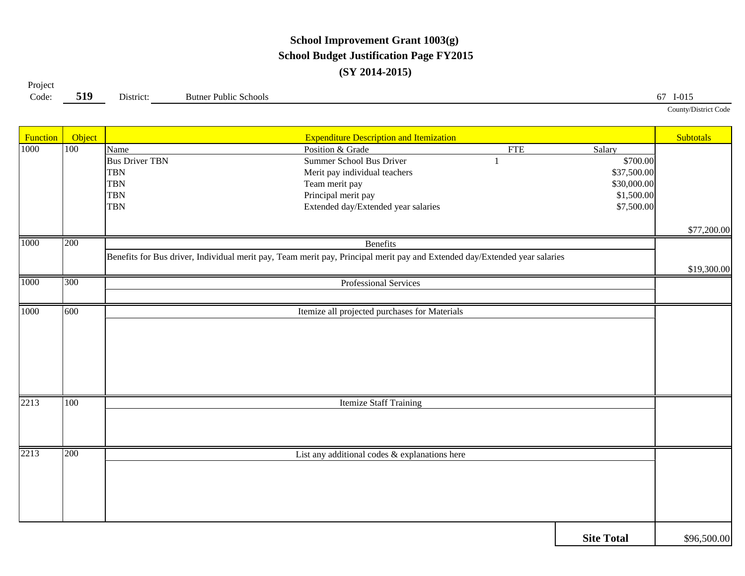# School Improvement Grant 1003(g)
## School Budget Justification Page FY2015
### (SY 2014-2015)

Project Code: **519** District: Butner Public Schools 67 I-015

County/District Code

| Function | Object | Expenditure Description and Itemization | | | | Subtotals |
|---|---|---|---|---|---|---|
| 1000 | 100 | Name | Position & Grade | FTE | Salary | |
| | | Bus Driver TBN | Summer School Bus Driver | 1 | $700.00 | |
| | | TBN | Merit pay individual teachers | | $37,500.00 | |
| | | TBN | Team merit pay | | $30,000.00 | |
| | | TBN | Principal merit pay | | $1,500.00 | |
| | | TBN | Extended day/Extended year salaries | | $7,500.00 | |
| | | | | | | $77,200.00 |
| 1000 | 200 | Benefits | | | | |
| | | Benefits for Bus driver, Individual merit pay, Team merit pay, Principal merit pay and Extended day/Extended year salaries | | | | $19,300.00 |
| 1000 | 300 | Professional Services | | | | |
| 1000 | 600 | Itemize all projected purchases for Materials | | | | |
| 2213 | 100 | Itemize Staff Training | | | | |
| 2213 | 200 | List any additional codes & explanations here | | | | |
| | | | | | **Site Total** | $96,500.00 |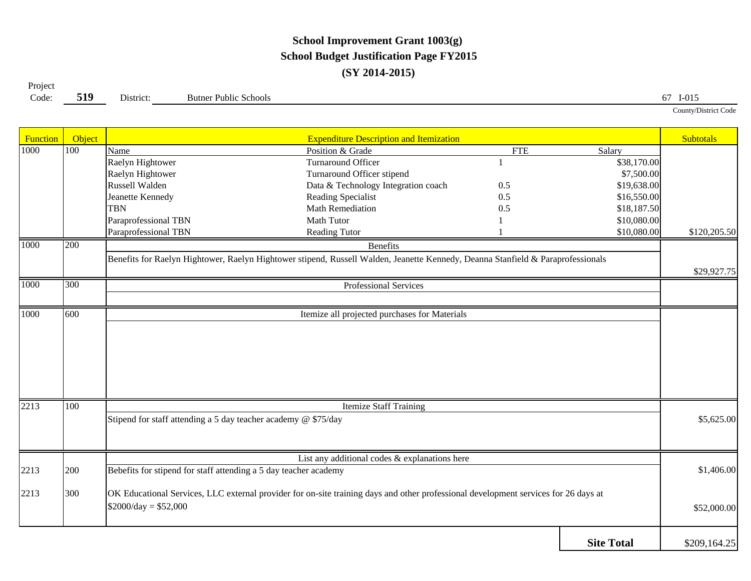# School Improvement Grant 1003(g)
## School Budget Justification Page FY2015
## (SY 2014-2015)

Project Code: **519** District: Butner Public Schools 67 I-015

County/District Code

| Function | Object | Expenditure Description and Itemization | | | | Subtotals |
|---|---|---|---|---|---|---|
| 1000 | 100 | Name | Position & Grade | FTE | Salary | |
| | | Raelyn Hightower | Turnaround Officer | 1 | $38,170.00 | |
| | | Raelyn Hightower | Turnaround Officer stipend | | $7,500.00 | |
| | | Russell Walden | Data & Technology Integration coach | 0.5 | $19,638.00 | |
| | | Jeanette Kennedy | Reading Specialist | 0.5 | $16,550.00 | |
| | | TBN | Math Remediation | 0.5 | $18,187.50 | |
| | | Paraprofessional TBN | Math Tutor | 1 | $10,080.00 | |
| | | Paraprofessional TBN | Reading Tutor | 1 | $10,080.00 | $120,205.50 |
| 1000 | 200 | Benefits | | | | |
| | | Benefits for Raelyn Hightower, Raelyn Hightower stipend, Russell Walden, Jeanette Kennedy, Deanna Stanfield & Paraprofessionals | | | | $29,927.75 |
| 1000 | 300 | Professional Services | | | | |
| 1000 | 600 | Itemize all projected purchases for Materials | | | | |
| 2213 | 100 | Itemize Staff Training | | | | |
| | | Stipend for staff attending a 5 day teacher academy @ $75/day | | | | $5,625.00 |
| | | List any additional codes & explanations here | | | | |
| 2213 | 200 | Bebefits for stipend for staff attending a 5 day teacher academy | | | | $1,406.00 |
| 2213 | 300 | OK Educational Services, LLC external provider for on-site training days and other professional development services for 26 days at $2000/day = $52,000 | | | | $52,000.00 |
| | | | | | **Site Total** | $209,164.25 |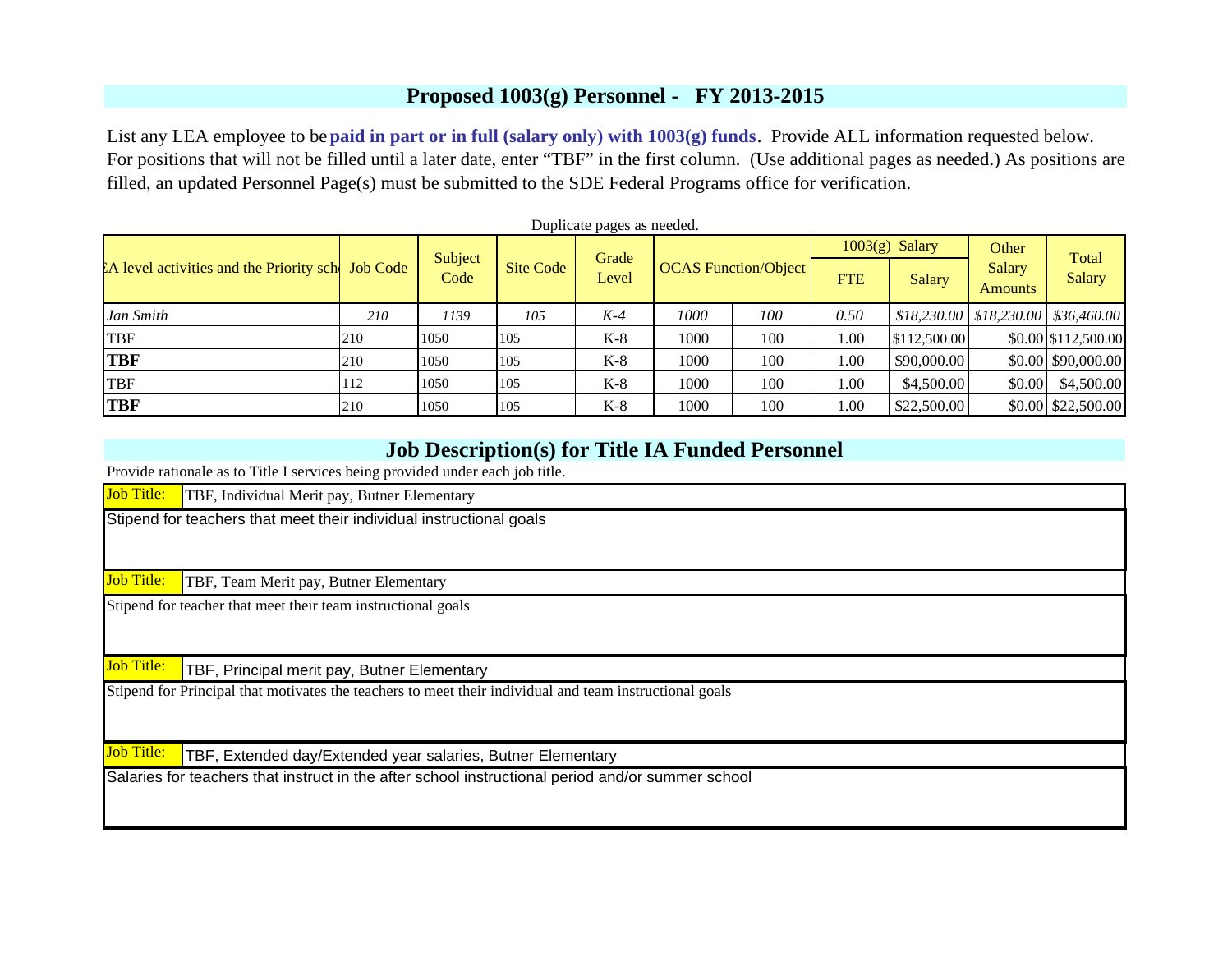## Proposed 1003(g) Personnel - FY 2013-2015

List any LEA employee to be **paid in part or in full (salary only) with 1003(g) funds**. Provide ALL information requested below. For positions that will not be filled until a later date, enter "TBF" in the first column. (Use additional pages as needed.) As positions are filled, an updated Personnel Page(s) must be submitted to the SDE Federal Programs office for verification.

Duplicate pages as needed.

| :A level activities and the Priority sch | Job Code | Subject Code | Site Code | Grade Level | OCAS Function/Object | | 1003(g) Salary | | Other Salary Amounts | Total Salary |
|---|---|---|---|---|---|---|---|---|---|---|
| | | | | | | | FTE | Salary | | |
| *Jan Smith* | *210* | *1139* | *105* | *K-4* | *1000* | *100* | *0.50* | *$18,230.00* | *$18,230.00* | *$36,460.00* |
| TBF | 210 | 1050 | 105 | K-8 | 1000 | 100 | 1.00 | $112,500.00 | $0.00 | $112,500.00 |
| **TBF** | 210 | 1050 | 105 | K-8 | 1000 | 100 | 1.00 | $90,000.00 | $0.00 | $90,000.00 |
| TBF | 112 | 1050 | 105 | K-8 | 1000 | 100 | 1.00 | $4,500.00 | $0.00 | $4,500.00 |
| **TBF** | 210 | 1050 | 105 | K-8 | 1000 | 100 | 1.00 | $22,500.00 | $0.00 | $22,500.00 |

## Job Description(s) for Title IA Funded Personnel

Provide rationale as to Title I services being provided under each job title.

**Job Title:** TBF, Individual Merit pay, Butner Elementary

Stipend for teachers that meet their individual instructional goals

**Job Title:** TBF, Team Merit pay, Butner Elementary

Stipend for teacher that meet their team instructional goals

**Job Title:** TBF, Principal merit pay, Butner Elementary

Stipend for Principal that motivates the teachers to meet their individual and team instructional goals

**Job Title:** TBF, Extended day/Extended year salaries, Butner Elementary

Salaries for teachers that instruct in the after school instructional period and/or summer school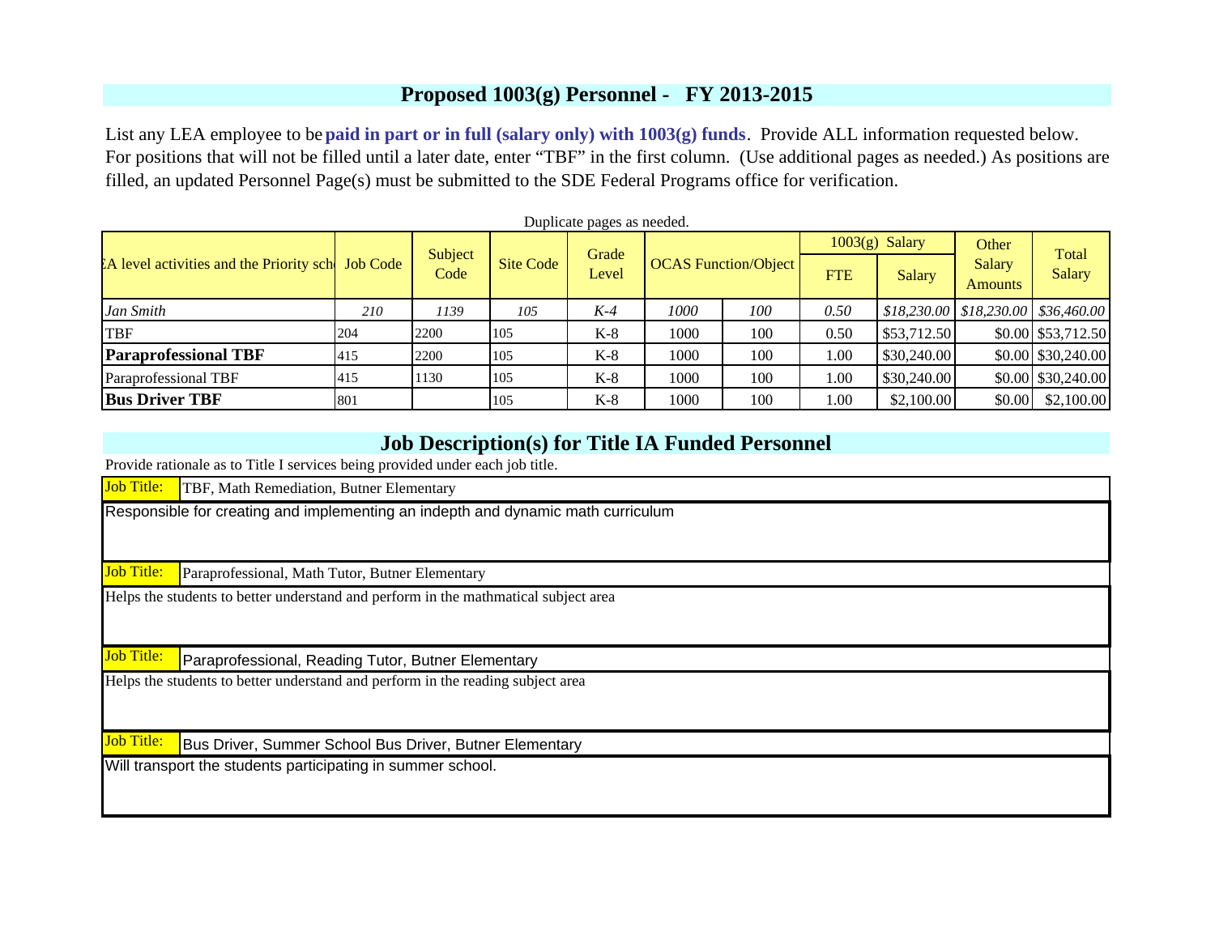## Proposed 1003(g) Personnel - FY 2013-2015

List any LEA employee to be **paid in part or in full (salary only) with 1003(g) funds**. Provide ALL information requested below. For positions that will not be filled until a later date, enter "TBF" in the first column. (Use additional pages as needed.) As positions are filled, an updated Personnel Page(s) must be submitted to the SDE Federal Programs office for verification.

Duplicate pages as needed.

| :A level activities and the Priority sch | Job Code | Subject Code | Site Code | Grade Level | OCAS Function/Object | | 1003(g) Salary | | Other Salary Amounts | Total Salary |
|---|---|---|---|---|---|---|---|---|---|---|
| | | | | | | | FTE | Salary | | |
| *Jan Smith* | *210* | *1139* | *105* | *K-4* | *1000* | *100* | *0.50* | *$18,230.00* | *$18,230.00* | *$36,460.00* |
| TBF | 204 | 2200 | 105 | K-8 | 1000 | 100 | 0.50 | $53,712.50 | $0.00 | $53,712.50 |
| **Paraprofessional TBF** | 415 | 2200 | 105 | K-8 | 1000 | 100 | 1.00 | $30,240.00 | $0.00 | $30,240.00 |
| Paraprofessional TBF | 415 | 1130 | 105 | K-8 | 1000 | 100 | 1.00 | $30,240.00 | $0.00 | $30,240.00 |
| **Bus Driver TBF** | 801 | | 105 | K-8 | 1000 | 100 | 1.00 | $2,100.00 | $0.00 | $2,100.00 |

## Job Description(s) for Title IA Funded Personnel

Provide rationale as to Title I services being provided under each job title.

**Job Title:** TBF, Math Remediation, Butner Elementary

Responsible for creating and implementing an indepth and dynamic math curriculum

**Job Title:** Paraprofessional, Math Tutor, Butner Elementary

Helps the students to better understand and perform in the mathmatical subject area

**Job Title:** Paraprofessional, Reading Tutor, Butner Elementary

Helps the students to better understand and perform in the reading subject area

**Job Title:** Bus Driver, Summer School Bus Driver, Butner Elementary

Will transport the students participating in summer school.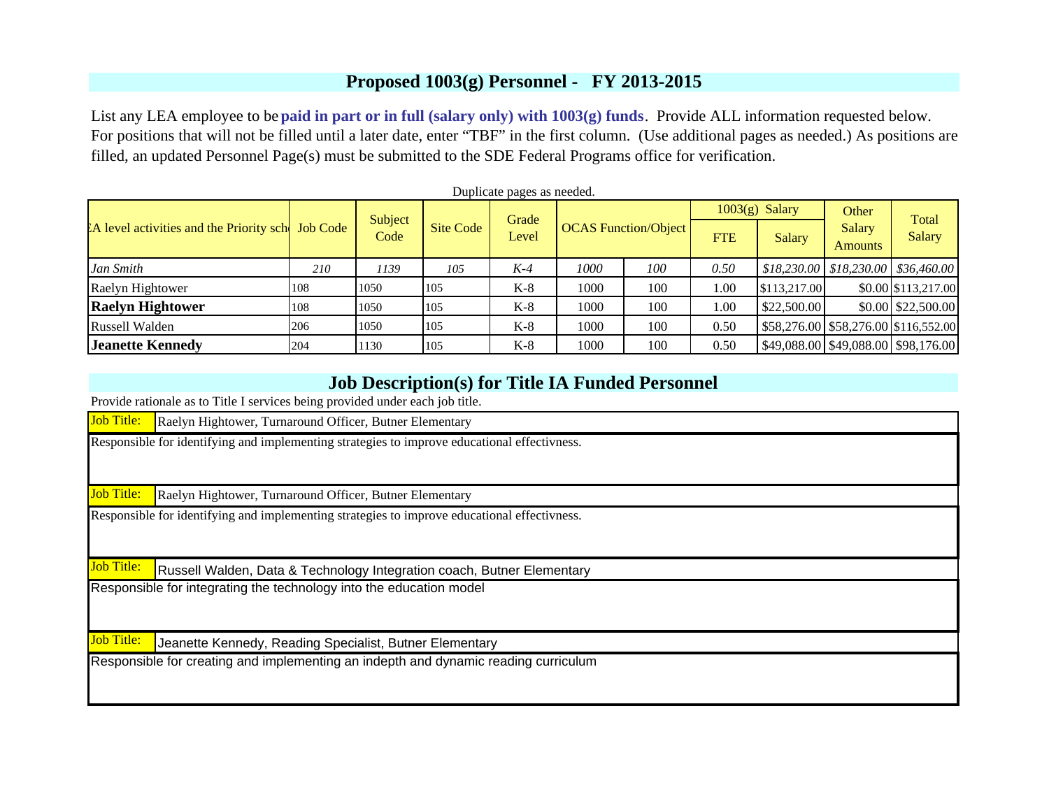## Proposed 1003(g) Personnel - FY 2013-2015

List any LEA employee to be **paid in part or in full (salary only) with 1003(g) funds**. Provide ALL information requested below. For positions that will not be filled until a later date, enter "TBF" in the first column. (Use additional pages as needed.) As positions are filled, an updated Personnel Page(s) must be submitted to the SDE Federal Programs office for verification.

Duplicate pages as needed.

| :A level activities and the Priority sch | Job Code | Subject Code | Site Code | Grade Level | OCAS Function/Object | | 1003(g) Salary | | Other Salary Amounts | Total Salary |
|---|---|---|---|---|---|---|---|---|---|---|
| | | | | | | | FTE | Salary | | |
| *Jan Smith* | *210* | *1139* | *105* | *K-4* | *1000* | *100* | *0.50* | *$18,230.00* | *$18,230.00* | *$36,460.00* |
| Raelyn Hightower | 108 | 1050 | 105 | K-8 | 1000 | 100 | 1.00 | $113,217.00 | $0.00 | $113,217.00 |
| **Raelyn Hightower** | 108 | 1050 | 105 | K-8 | 1000 | 100 | 1.00 | $22,500.00 | $0.00 | $22,500.00 |
| Russell Walden | 206 | 1050 | 105 | K-8 | 1000 | 100 | 0.50 | $58,276.00 | $58,276.00 | $116,552.00 |
| **Jeanette Kennedy** | 204 | 1130 | 105 | K-8 | 1000 | 100 | 0.50 | $49,088.00 | $49,088.00 | $98,176.00 |

## Job Description(s) for Title IA Funded Personnel

Provide rationale as to Title I services being provided under each job title.

**Job Title:** Raelyn Hightower, Turnaround Officer, Butner Elementary

Responsible for identifying and implementing strategies to improve educational effectivness.

**Job Title:** Raelyn Hightower, Turnaround Officer, Butner Elementary

Responsible for identifying and implementing strategies to improve educational effectivness.

**Job Title:** Russell Walden, Data & Technology Integration coach, Butner Elementary

Responsible for integrating the technology into the education model

**Job Title:** Jeanette Kennedy, Reading Specialist, Butner Elementary

Responsible for creating and implementing an indepth and dynamic reading curriculum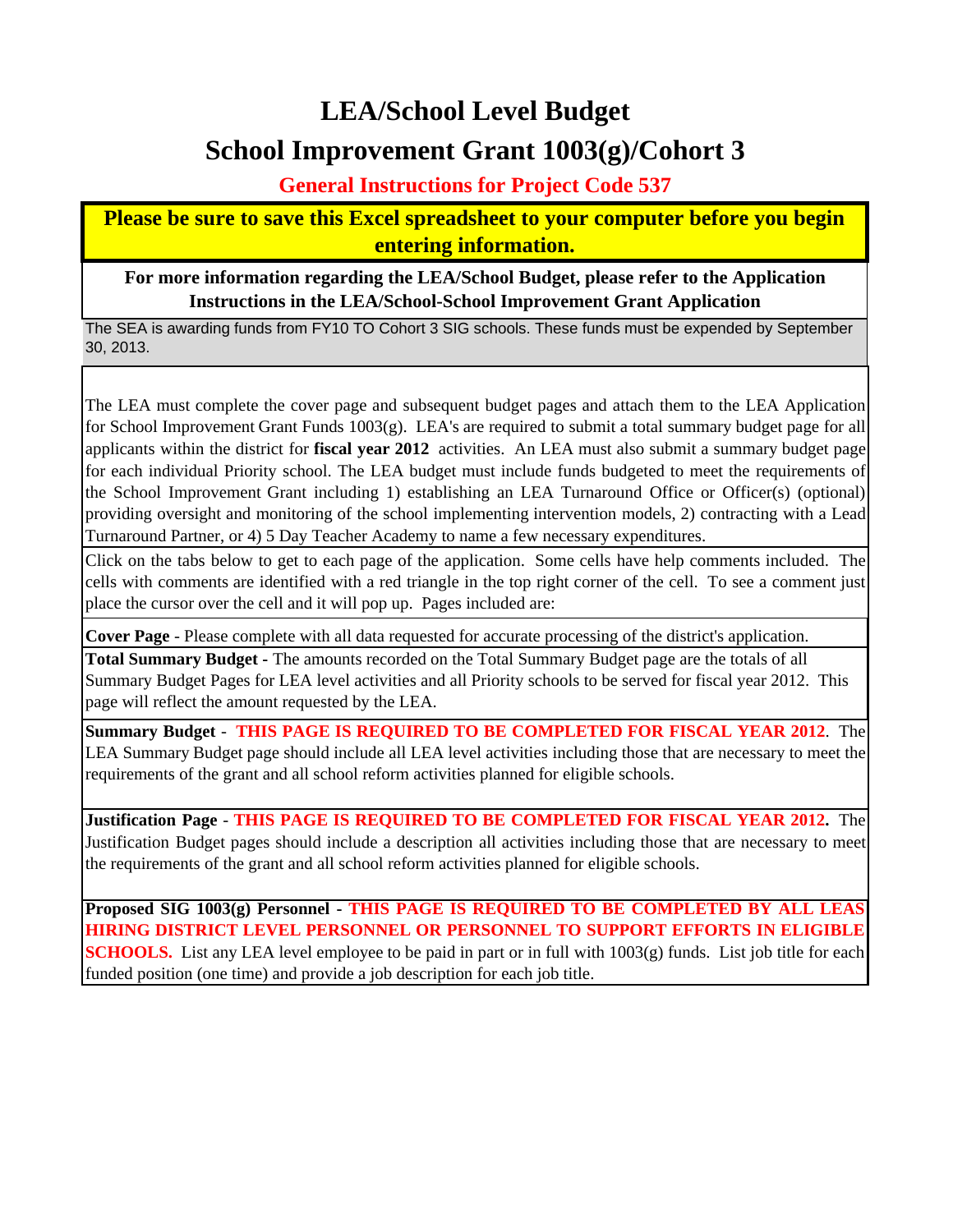# LEA/School Level Budget

## School Improvement Grant 1003(g)/Cohort 3

### General Instructions for Project Code 537

**Please be sure to save this Excel spreadsheet to your computer before you begin entering information.**

**For more information regarding the LEA/School Budget, please refer to the Application Instructions in the LEA/School-School Improvement Grant Application**

The SEA is awarding funds from FY10 TO Cohort 3 SIG schools. These funds must be expended by September 30, 2013.

The LEA must complete the cover page and subsequent budget pages and attach them to the LEA Application for School Improvement Grant Funds 1003(g). LEA's are required to submit a total summary budget page for all applicants within the district for **fiscal year 2012** activities. An LEA must also submit a summary budget page for each individual Priority school. The LEA budget must include funds budgeted to meet the requirements of the School Improvement Grant including 1) establishing an LEA Turnaround Office or Officer(s) (optional) providing oversight and monitoring of the school implementing intervention models, 2) contracting with a Lead Turnaround Partner, or 4) 5 Day Teacher Academy to name a few necessary expenditures.

Click on the tabs below to get to each page of the application. Some cells have help comments included. The cells with comments are identified with a red triangle in the top right corner of the cell. To see a comment just place the cursor over the cell and it will pop up. Pages included are:

**Cover Page** - Please complete with all data requested for accurate processing of the district's application.

**Total Summary Budget** - The amounts recorded on the Total Summary Budget page are the totals of all Summary Budget Pages for LEA level activities and all Priority schools to be served for fiscal year 2012. This page will reflect the amount requested by the LEA.

**Summary Budget** - **THIS PAGE IS REQUIRED TO BE COMPLETED FOR FISCAL YEAR 2012**. The LEA Summary Budget page should include all LEA level activities including those that are necessary to meet the requirements of the grant and all school reform activities planned for eligible schools.

**Justification Page** - **THIS PAGE IS REQUIRED TO BE COMPLETED FOR FISCAL YEAR 2012.** The Justification Budget pages should include a description all activities including those that are necessary to meet the requirements of the grant and all school reform activities planned for eligible schools.

**Proposed SIG 1003(g) Personnel** - **THIS PAGE IS REQUIRED TO BE COMPLETED BY ALL LEAS HIRING DISTRICT LEVEL PERSONNEL OR PERSONNEL TO SUPPORT EFFORTS IN ELIGIBLE SCHOOLS.** List any LEA level employee to be paid in part or in full with 1003(g) funds. List job title for each funded position (one time) and provide a job description for each job title.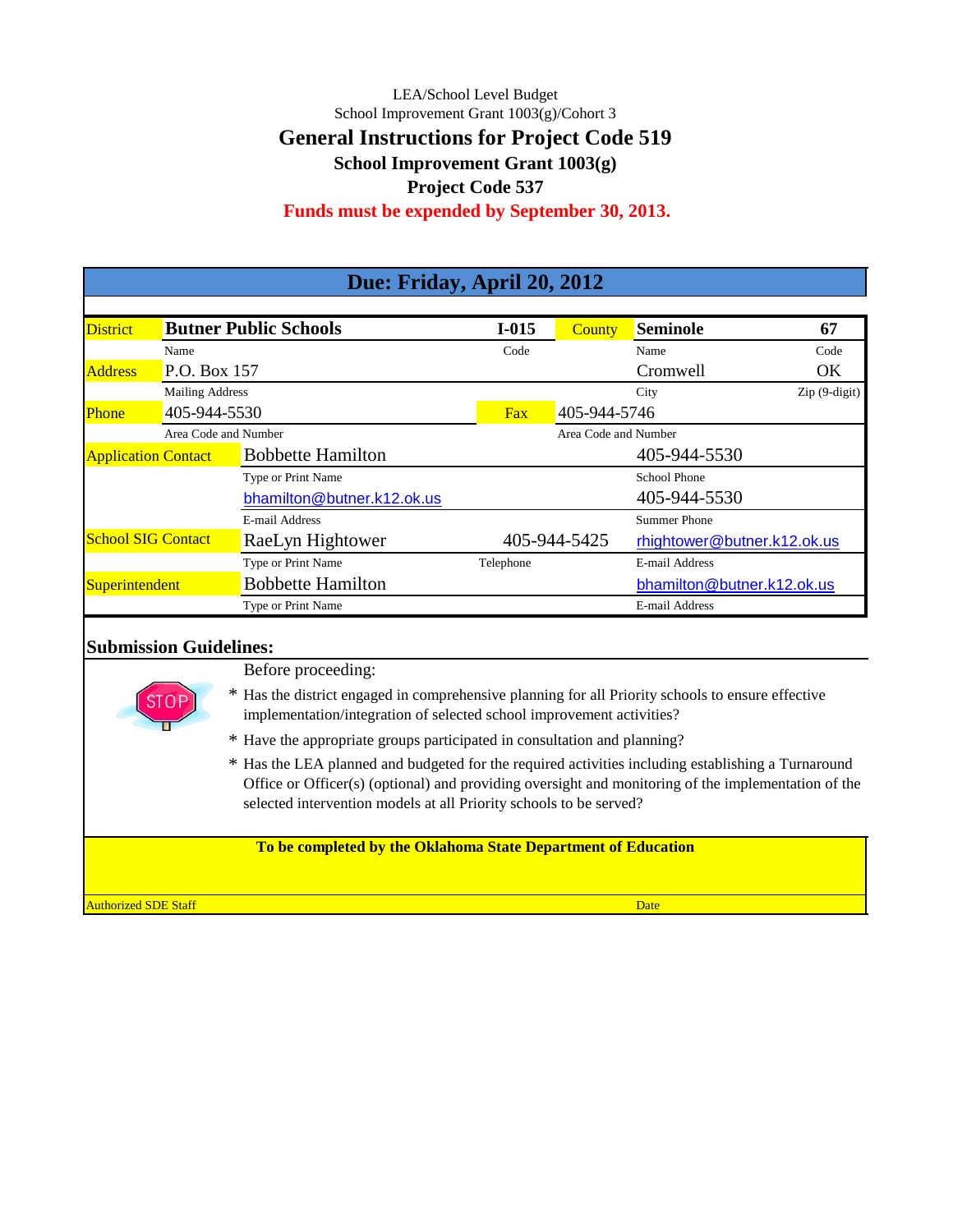LEA/School Level Budget

School Improvement Grant 1003(g)/Cohort 3

# General Instructions for Project Code 519

## School Improvement Grant 1003(g)

## Project Code 537

**Funds must be expended by September 30, 2013.**

## Due: Friday, April 20, 2012

| | | | | | |
|---|---|---|---|---|---|
| District | **Butner Public Schools** | **I-015** | County | **Seminole** | **67** |
| | Name | Code | | Name | Code |
| Address | P.O. Box 157 | | | Cromwell | OK |
| | Mailing Address | | | City | Zip (9-digit) |
| Phone | 405-944-5530 | | Fax | 405-944-5746 | |
| | Area Code and Number | | | Area Code and Number | |
| Application Contact | Bobbette Hamilton | | | 405-944-5530 | |
| | Type or Print Name | | | School Phone | |
| | bhamilton@butner.k12.ok.us | | | 405-944-5530 | |
| | E-mail Address | | | Summer Phone | |
| School SIG Contact | RaeLyn Hightower | 405-944-5425 | | rhightower@butner.k12.ok.us | |
| | Type or Print Name | Telephone | | E-mail Address | |
| Superintendent | Bobbette Hamilton | | | bhamilton@butner.k12.ok.us | |
| | Type or Print Name | | | E-mail Address | |

### Submission Guidelines:

STOP

Before proceeding:

* Has the district engaged in comprehensive planning for all Priority schools to ensure effective implementation/integration of selected school improvement activities?
* Have the appropriate groups participated in consultation and planning?
* Has the LEA planned and budgeted for the required activities including establishing a Turnaround Office or Officer(s) (optional) and providing oversight and monitoring of the implementation of the selected intervention models at all Priority schools to be served?

**To be completed by the Oklahoma State Department of Education**

| Authorized SDE Staff | Date |
|---|---|
| | |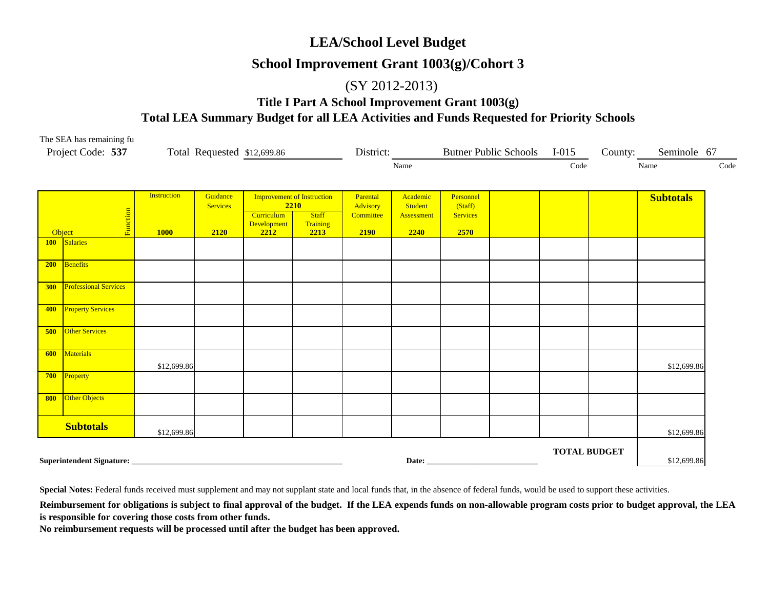# LEA/School Level Budget

## School Improvement Grant 1003(g)/Cohort 3

(SY 2012-2013)

### Title I Part A School Improvement Grant 1003(g)

### Total LEA Summary Budget for all LEA Activities and Funds Requested for Priority Schools

The SEA has remaining fu

Project Code: **537** Total Requested $12,699.86 District: Butner Public Schools (Name) I-015 (Code) County: Seminole (Name) 67 (Code)

| Object | Function | Instruction 1000 | Guidance Services 2120 | Improvement of Instruction 2210: Curriculum Development 2212 | Improvement of Instruction 2210: Staff Training 2213 | Parental Advisory Committee 2190 | Academic Student Assessment 2240 | Personnel (Staff) Services 2570 | | | | Subtotals |
|---|---|---|---|---|---|---|---|---|---|---|---|---|
| 100 | Salaries | | | | | | | | | | | |
| 200 | Benefits | | | | | | | | | | | |
| 300 | Professional Services | | | | | | | | | | | |
| 400 | Property Services | | | | | | | | | | | |
| 500 | Other Services | | | | | | | | | | | |
| 600 | Materials | $12,699.86 | | | | | | | | | | $12,699.86 |
| 700 | Property | | | | | | | | | | | |
| 800 | Other Objects | | | | | | | | | | | |
| **Subtotals** | | $12,699.86 | | | | | | | | | | $12,699.86 |

**TOTAL BUDGET** $12,699.86

**Superintendent Signature:** _______________________________ **Date:** ____________________

**Special Notes:** Federal funds received must supplement and may not supplant state and local funds that, in the absence of federal funds, would be used to support these activities.

**Reimbursement for obligations is subject to final approval of the budget. If the LEA expends funds on non-allowable program costs prior to budget approval, the LEA is responsible for covering those costs from other funds.**

**No reimbursement requests will be processed until after the budget has been approved.**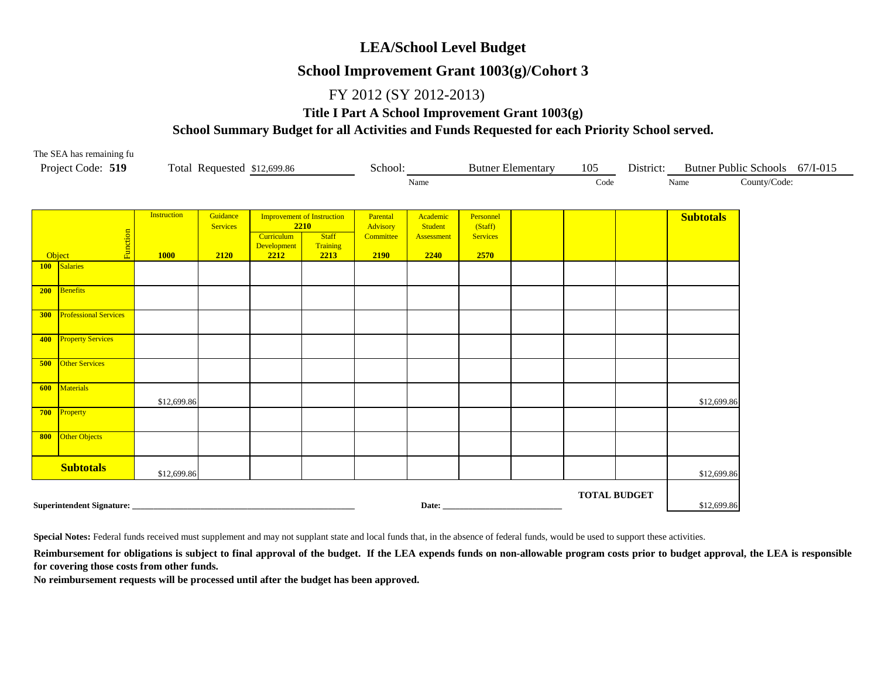# LEA/School Level Budget

## School Improvement Grant 1003(g)/Cohort 3

FY 2012 (SY 2012-2013)

### Title I Part A School Improvement Grant 1003(g)

### School Summary Budget for all Activities and Funds Requested for each Priority School served.

The SEA has remaining fu

Project Code: **519** Total Requested $12,699.86 School: Butner Elementary (Name) 105 (Code) District: Butner Public Schools (Name) 67/I-015 (County/Code:)

| Object / Function | | Instruction 1000 | Guidance Services 2120 | Improvement of Instruction 2210: Curriculum Development 2212 | Improvement of Instruction 2210: Staff Training 2213 | Parental Advisory Committee 2190 | Academic Student Assessment 2240 | Personnel (Staff) Services 2570 | | | | Subtotals |
|---|---|---|---|---|---|---|---|---|---|---|---|---|
| 100 | Salaries | | | | | | | | | | | |
| 200 | Benefits | | | | | | | | | | | |
| 300 | Professional Services | | | | | | | | | | | |
| 400 | Property Services | | | | | | | | | | | |
| 500 | Other Services | | | | | | | | | | | |
| 600 | Materials | $12,699.86 | | | | | | | | | | $12,699.86 |
| 700 | Property | | | | | | | | | | | |
| 800 | Other Objects | | | | | | | | | | | |
| **Subtotals** | | $12,699.86 | | | | | | | | | | $12,699.86 |

**TOTAL BUDGET** $12,699.86

**Superintendent Signature:** ______________________ **Date:** ______________

**Special Notes:** Federal funds received must supplement and may not supplant state and local funds that, in the absence of federal funds, would be used to support these activities.

**Reimbursement for obligations is subject to final approval of the budget. If the LEA expends funds on non-allowable program costs prior to budget approval, the LEA is responsible for covering those costs from other funds.**

**No reimbursement requests will be processed until after the budget has been approved.**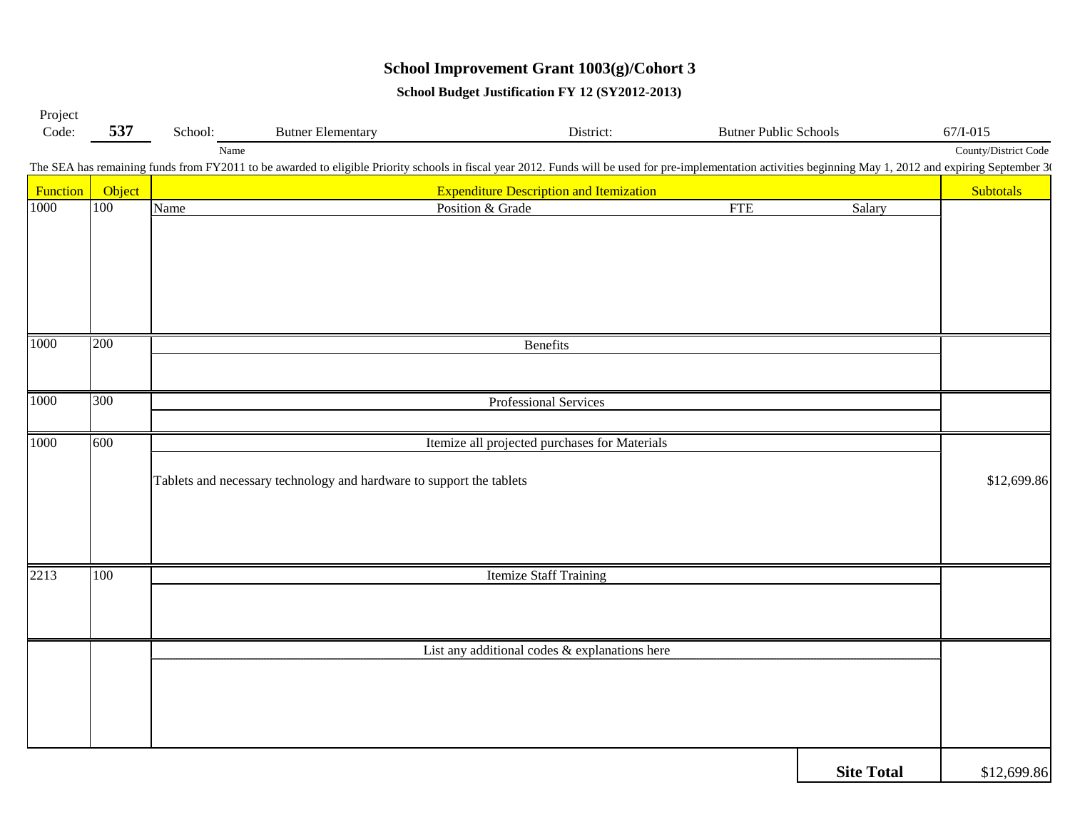# School Improvement Grant 1003(g)/Cohort 3

## School Budget Justification FY 12 (SY2012-2013)

Project Code: **537** School: Butner Elementary District: Butner Public Schools 67/I-015

Name County/District Code

The SEA has remaining funds from FY2011 to be awarded to eligible Priority schools in fiscal year 2012. Funds will be used for pre-implementation activities beginning May 1, 2012 and expiring September 30

| Function | Object | Expenditure Description and Itemization | | | | Subtotals |
|---|---|---|---|---|---|---|
| 1000 | 100 | Name | Position & Grade | FTE | Salary | |
| 1000 | 200 | Benefits | | | | |
| 1000 | 300 | Professional Services | | | | |
| 1000 | 600 | Itemize all projected purchases for Materials | | | | |
| | | Tablets and necessary technology and hardware to support the tablets | | | | $12,699.86 |
| 2213 | 100 | Itemize Staff Training | | | | |
| | | List any additional codes & explanations here | | | | |
| | | | | | **Site Total** | $12,699.86 |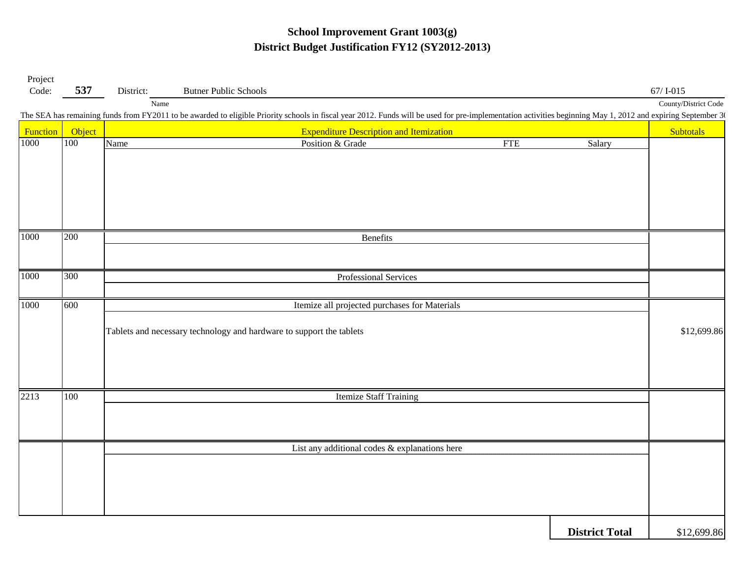# School Improvement Grant 1003(g)
## District Budget Justification FY12 (SY2012-2013)

Project Code: **537** District: Butner Public Schools 67/ I-015

Name County/District Code

The SEA has remaining funds from FY2011 to be awarded to eligible Priority schools in fiscal year 2012. Funds will be used for pre-implementation activities beginning May 1, 2012 and expiring September 3(

| Function | Object | Expenditure Description and Itemization | Subtotals |
|---|---|---|---|
| 1000 | 100 | Name / Position & Grade / FTE / Salary | |
| 1000 | 200 | Benefits | |
| 1000 | 300 | Professional Services | |
| 1000 | 600 | Itemize all projected purchases for Materials<br>Tablets and necessary technology and hardware to support the tablets | $12,699.86 |
| 2213 | 100 | Itemize Staff Training | |
| | | List any additional codes & explanations here | |
| | | **District Total** | $12,699.86 |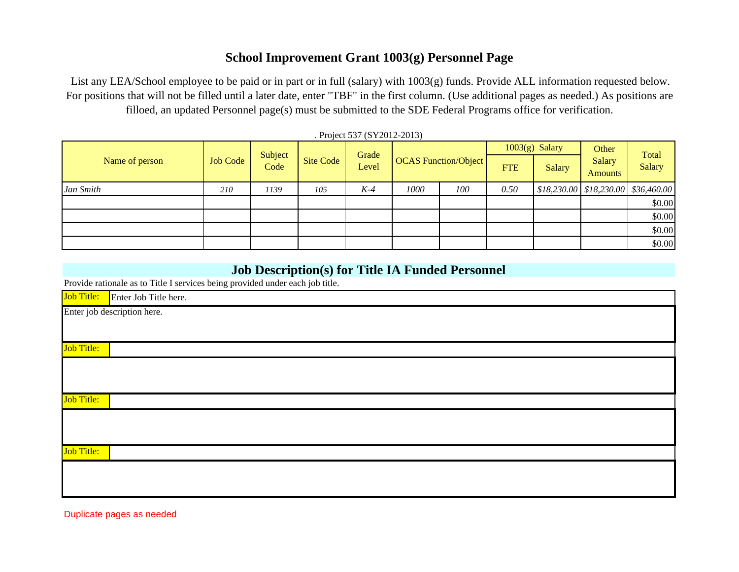# School Improvement Grant 1003(g) Personnel Page

List any LEA/School employee to be paid or in part or in full (salary) with 1003(g) funds. Provide ALL information requested below. For positions that will not be filled until a later date, enter "TBF" in the first column. (Use additional pages as needed.) As positions are filloed, an updated Personnel page(s) must be submitted to the SDE Federal Programs office for verification.

. Project 537 (SY2012-2013)

| Name of person | Job Code | Subject Code | Site Code | Grade Level | OCAS Function/Object | | 1003(g) Salary | | Other Salary Amounts | Total Salary |
|---|---|---|---|---|---|---|---|---|---|---|
| | | | | | | | FTE | Salary | | |
| *Jan Smith* | *210* | *1139* | *105* | *K-4* | *1000* | *100* | *0.50* | *$18,230.00* | *$18,230.00* | *$36,460.00* |
| | | | | | | | | | | $0.00 |
| | | | | | | | | | | $0.00 |
| | | | | | | | | | | $0.00 |
| | | | | | | | | | | $0.00 |

## Job Description(s) for Title IA Funded Personnel

Provide rationale as to Title I services being provided under each job title.

Job Title: Enter Job Title here.

Enter job description here.

Job Title:

Job Title:

Job Title:

Duplicate pages as needed